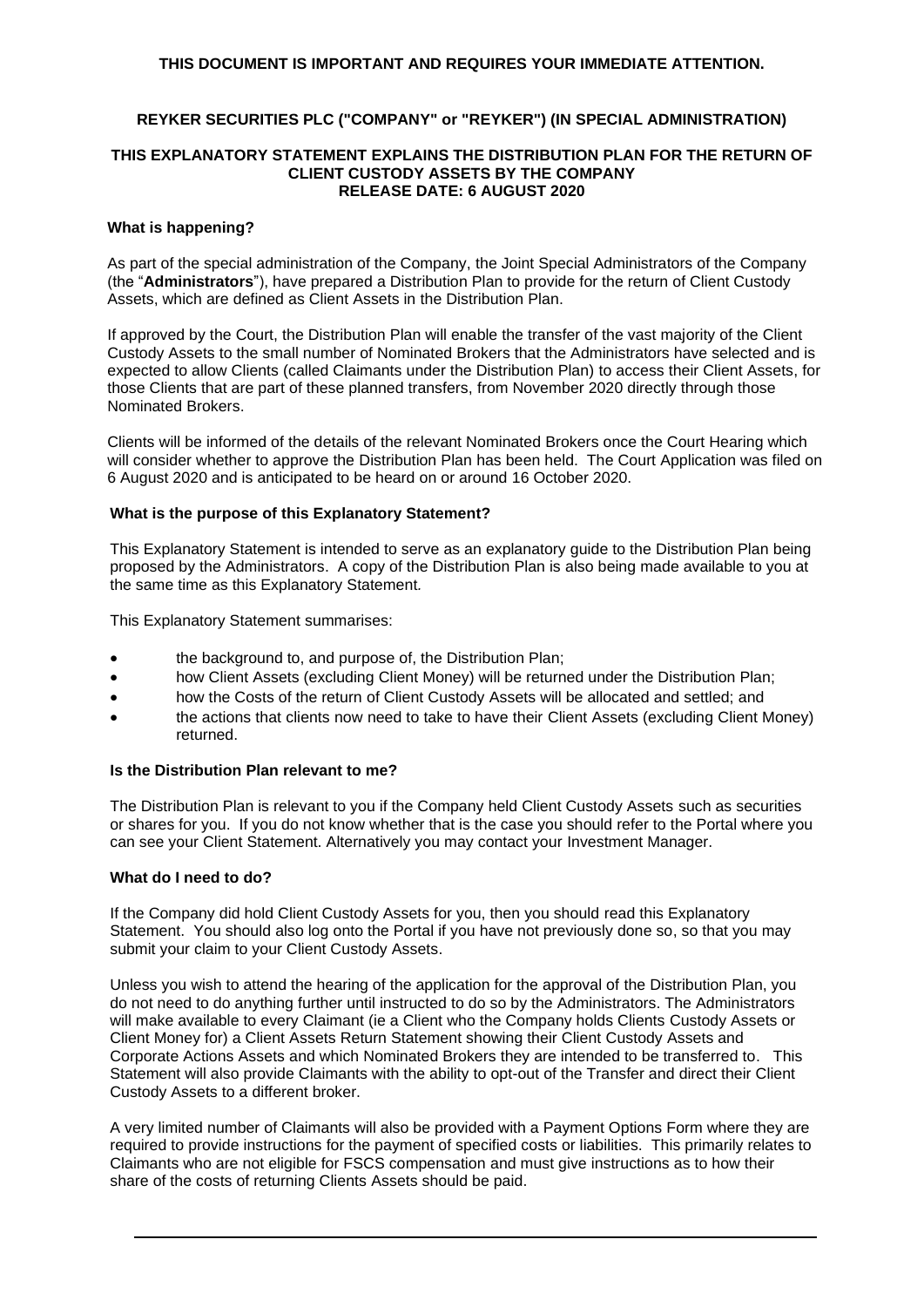**THIS DOCUMENT IS IMPORTANT AND REQUIRES YOUR IMMEDIATE ATTENTION.**

**REYKER SECURITIES PLC ("COMPANY" or "REYKER") (IN SPECIAL ADMINISTRATION)**

**THIS EXPLANATORY STATEMENT EXPLAINS THE DISTRIBUTION PLAN FOR THE RETURN OF CLIENT CUSTODY ASSETS BY THE COMPANY**
**RELEASE DATE: 6 AUGUST 2020**

### What is happening?

As part of the special administration of the Company, the Joint Special Administrators of the Company (the "**Administrators**"), have prepared a Distribution Plan to provide for the return of Client Custody Assets, which are defined as Client Assets in the Distribution Plan.

If approved by the Court, the Distribution Plan will enable the transfer of the vast majority of the Client Custody Assets to the small number of Nominated Brokers that the Administrators have selected and is expected to allow Clients (called Claimants under the Distribution Plan) to access their Client Assets, for those Clients that are part of these planned transfers, from November 2020 directly through those Nominated Brokers.

Clients will be informed of the details of the relevant Nominated Brokers once the Court Hearing which will consider whether to approve the Distribution Plan has been held. The Court Application was filed on 6 August 2020 and is anticipated to be heard on or around 16 October 2020.

### What is the purpose of this Explanatory Statement?

This Explanatory Statement is intended to serve as an explanatory guide to the Distribution Plan being proposed by the Administrators. A copy of the Distribution Plan is also being made available to you at the same time as this Explanatory Statement.

This Explanatory Statement summarises:

- the background to, and purpose of, the Distribution Plan;
- how Client Assets (excluding Client Money) will be returned under the Distribution Plan;
- how the Costs of the return of Client Custody Assets will be allocated and settled; and
- the actions that clients now need to take to have their Client Assets (excluding Client Money) returned.

### Is the Distribution Plan relevant to me?

The Distribution Plan is relevant to you if the Company held Client Custody Assets such as securities or shares for you. If you do not know whether that is the case you should refer to the Portal where you can see your Client Statement. Alternatively you may contact your Investment Manager.

### What do I need to do?

If the Company did hold Client Custody Assets for you, then you should read this Explanatory Statement. You should also log onto the Portal if you have not previously done so, so that you may submit your claim to your Client Custody Assets.

Unless you wish to attend the hearing of the application for the approval of the Distribution Plan, you do not need to do anything further until instructed to do so by the Administrators. The Administrators will make available to every Claimant (ie a Client who the Company holds Clients Custody Assets or Client Money for) a Client Assets Return Statement showing their Client Custody Assets and Corporate Actions Assets and which Nominated Brokers they are intended to be transferred to. This Statement will also provide Claimants with the ability to opt-out of the Transfer and direct their Client Custody Assets to a different broker.

A very limited number of Claimants will also be provided with a Payment Options Form where they are required to provide instructions for the payment of specified costs or liabilities. This primarily relates to Claimants who are not eligible for FSCS compensation and must give instructions as to how their share of the costs of returning Clients Assets should be paid.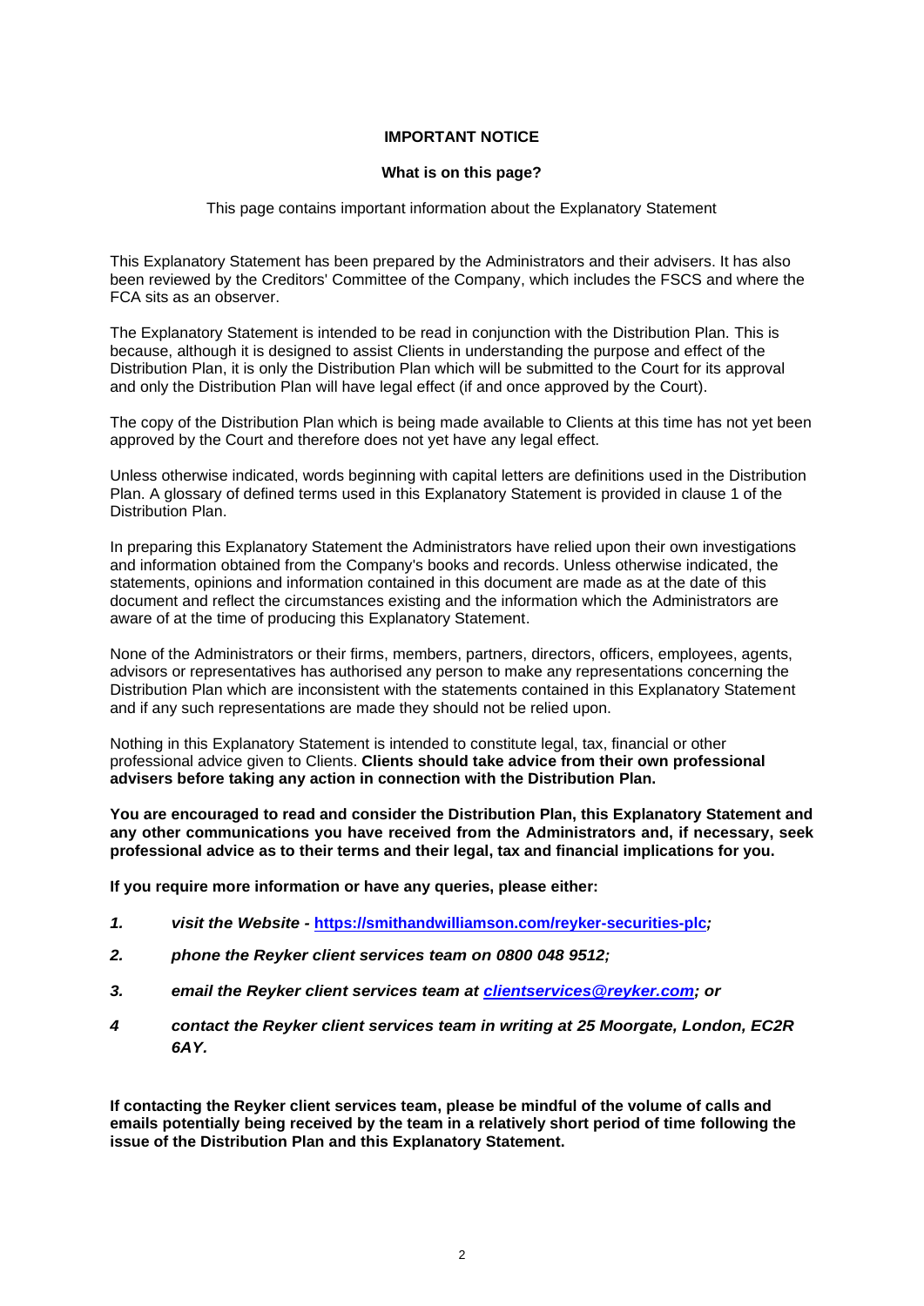**IMPORTANT NOTICE**

**What is on this page?**

This page contains important information about the Explanatory Statement

This Explanatory Statement has been prepared by the Administrators and their advisers. It has also been reviewed by the Creditors' Committee of the Company, which includes the FSCS and where the FCA sits as an observer.

The Explanatory Statement is intended to be read in conjunction with the Distribution Plan. This is because, although it is designed to assist Clients in understanding the purpose and effect of the Distribution Plan, it is only the Distribution Plan which will be submitted to the Court for its approval and only the Distribution Plan will have legal effect (if and once approved by the Court).

The copy of the Distribution Plan which is being made available to Clients at this time has not yet been approved by the Court and therefore does not yet have any legal effect.

Unless otherwise indicated, words beginning with capital letters are definitions used in the Distribution Plan. A glossary of defined terms used in this Explanatory Statement is provided in clause 1 of the Distribution Plan.

In preparing this Explanatory Statement the Administrators have relied upon their own investigations and information obtained from the Company's books and records. Unless otherwise indicated, the statements, opinions and information contained in this document are made as at the date of this document and reflect the circumstances existing and the information which the Administrators are aware of at the time of producing this Explanatory Statement.

None of the Administrators or their firms, members, partners, directors, officers, employees, agents, advisors or representatives has authorised any person to make any representations concerning the Distribution Plan which are inconsistent with the statements contained in this Explanatory Statement and if any such representations are made they should not be relied upon.

Nothing in this Explanatory Statement is intended to constitute legal, tax, financial or other professional advice given to Clients. **Clients should take advice from their own professional advisers before taking any action in connection with the Distribution Plan.**

**You are encouraged to read and consider the Distribution Plan, this Explanatory Statement and any other communications you have received from the Administrators and, if necessary, seek professional advice as to their terms and their legal, tax and financial implications for you.**

**If you require more information or have any queries, please either:**

1. ***visit the Website - https://smithandwilliamson.com/reyker-securities-plc;***
2. ***phone the Reyker client services team on 0800 048 9512;***
3. ***email the Reyker client services team at clientservices@reyker.com; or***
4. ***contact the Reyker client services team in writing at 25 Moorgate, London, EC2R 6AY.***

**If contacting the Reyker client services team, please be mindful of the volume of calls and emails potentially being received by the team in a relatively short period of time following the issue of the Distribution Plan and this Explanatory Statement.**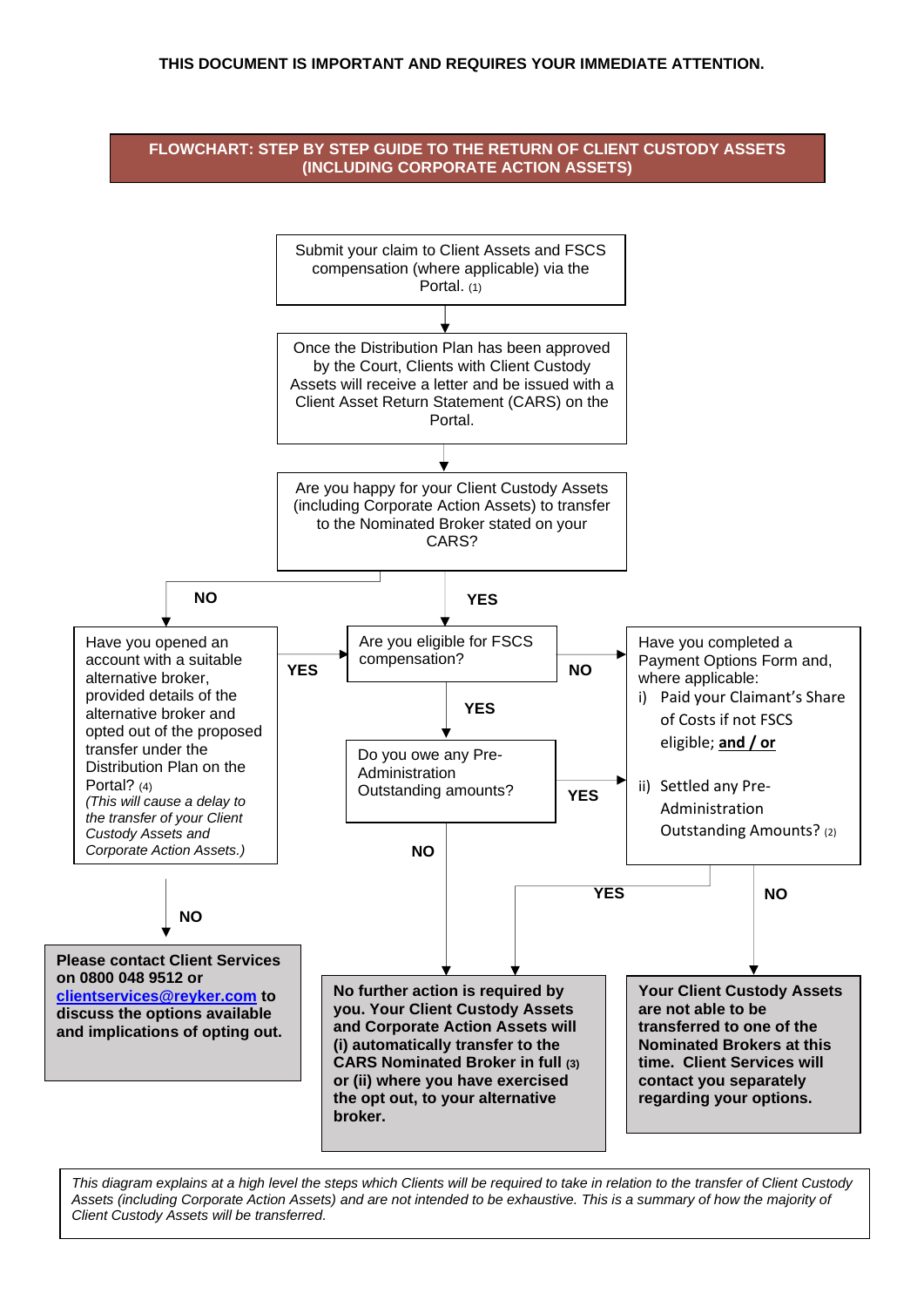**THIS DOCUMENT IS IMPORTANT AND REQUIRES YOUR IMMEDIATE ATTENTION.**

## FLOWCHART: STEP BY STEP GUIDE TO THE RETURN OF CLIENT CUSTODY ASSETS (INCLUDING CORPORATE ACTION ASSETS)

Submit your claim to Client Assets and FSCS compensation (where applicable) via the Portal. (1)

↓

Once the Distribution Plan has been approved by the Court, Clients with Client Custody Assets will receive a letter and be issued with a Client Asset Return Statement (CARS) on the Portal.

↓

Are you happy for your Client Custody Assets (including Corporate Action Assets) to transfer to the Nominated Broker stated on your CARS?

- **YES** → Are you eligible for FSCS compensation?
  - **YES** → Do you owe any Pre-Administration Outstanding amounts?
    - **NO** → **No further action is required by you.**
    - **YES** → Have you completed a Payment Options Form (see below)
  - **NO** → Have you completed a Payment Options Form and, where applicable:
    - i) Paid your Claimant's Share of Costs if not FSCS eligible; **and / or**
    - ii) Settled any Pre-Administration Outstanding Amounts? (2)
      - **YES** → **No further action is required by you.**
      - **NO** → **Your Client Custody Assets are not able to be transferred to one of the Nominated Brokers at this time. Client Services will contact you separately regarding your options.**
- **NO** → Have you opened an account with a suitable alternative broker, provided details of the alternative broker and opted out of the proposed transfer under the Distribution Plan on the Portal? (4) *(This will cause a delay to the transfer of your Client Custody Assets and Corporate Action Assets.)*
  - **YES** → Are you eligible for FSCS compensation? (see above)
  - **NO** → **Please contact Client Services on 0800 048 9512 or [clientservices@reyker.com](mailto:clientservices@reyker.com) to discuss the options available and implications of opting out.**

**No further action is required by you. Your Client Custody Assets and Corporate Action Assets will (i) automatically transfer to the CARS Nominated Broker in full (3) or (ii) where you have exercised the opt out, to your alternative broker.**

*This diagram explains at a high level the steps which Clients will be required to take in relation to the transfer of Client Custody Assets (including Corporate Action Assets) and are not intended to be exhaustive. This is a summary of how the majority of Client Custody Assets will be transferred.*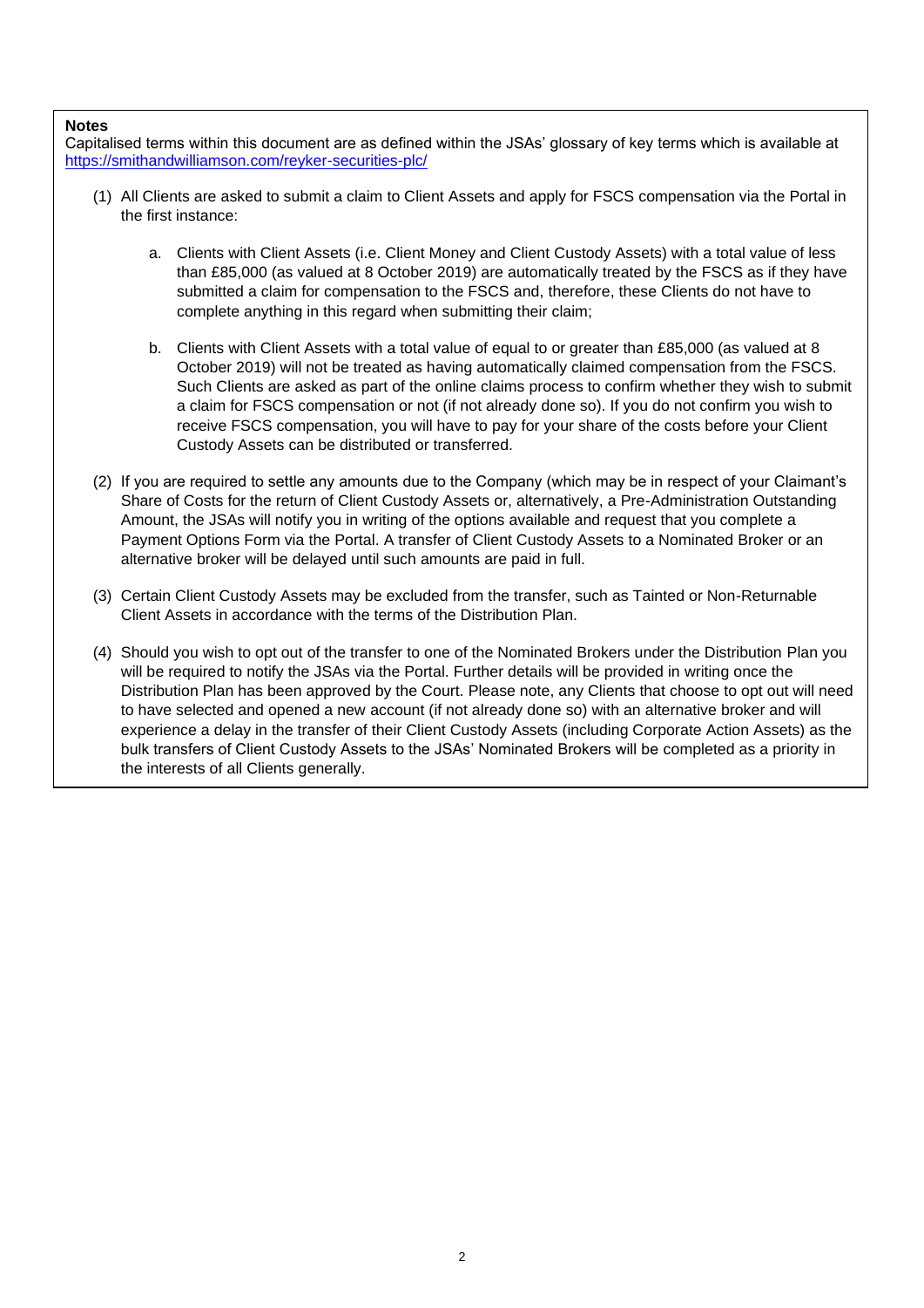**Notes**

Capitalised terms within this document are as defined within the JSAs' glossary of key terms which is available at [https://smithandwilliamson.com/reyker-securities-plc/](https://smithandwilliamson.com/reyker-securities-plc/)

(1) All Clients are asked to submit a claim to Client Assets and apply for FSCS compensation via the Portal in the first instance:

a. Clients with Client Assets (i.e. Client Money and Client Custody Assets) with a total value of less than £85,000 (as valued at 8 October 2019) are automatically treated by the FSCS as if they have submitted a claim for compensation to the FSCS and, therefore, these Clients do not have to complete anything in this regard when submitting their claim;

b. Clients with Client Assets with a total value of equal to or greater than £85,000 (as valued at 8 October 2019) will not be treated as having automatically claimed compensation from the FSCS. Such Clients are asked as part of the online claims process to confirm whether they wish to submit a claim for FSCS compensation or not (if not already done so). If you do not confirm you wish to receive FSCS compensation, you will have to pay for your share of the costs before your Client Custody Assets can be distributed or transferred.

(2) If you are required to settle any amounts due to the Company (which may be in respect of your Claimant's Share of Costs for the return of Client Custody Assets or, alternatively, a Pre-Administration Outstanding Amount, the JSAs will notify you in writing of the options available and request that you complete a Payment Options Form via the Portal. A transfer of Client Custody Assets to a Nominated Broker or an alternative broker will be delayed until such amounts are paid in full.

(3) Certain Client Custody Assets may be excluded from the transfer, such as Tainted or Non-Returnable Client Assets in accordance with the terms of the Distribution Plan.

(4) Should you wish to opt out of the transfer to one of the Nominated Brokers under the Distribution Plan you will be required to notify the JSAs via the Portal. Further details will be provided in writing once the Distribution Plan has been approved by the Court. Please note, any Clients that choose to opt out will need to have selected and opened a new account (if not already done so) with an alternative broker and will experience a delay in the transfer of their Client Custody Assets (including Corporate Action Assets) as the bulk transfers of Client Custody Assets to the JSAs' Nominated Brokers will be completed as a priority in the interests of all Clients generally.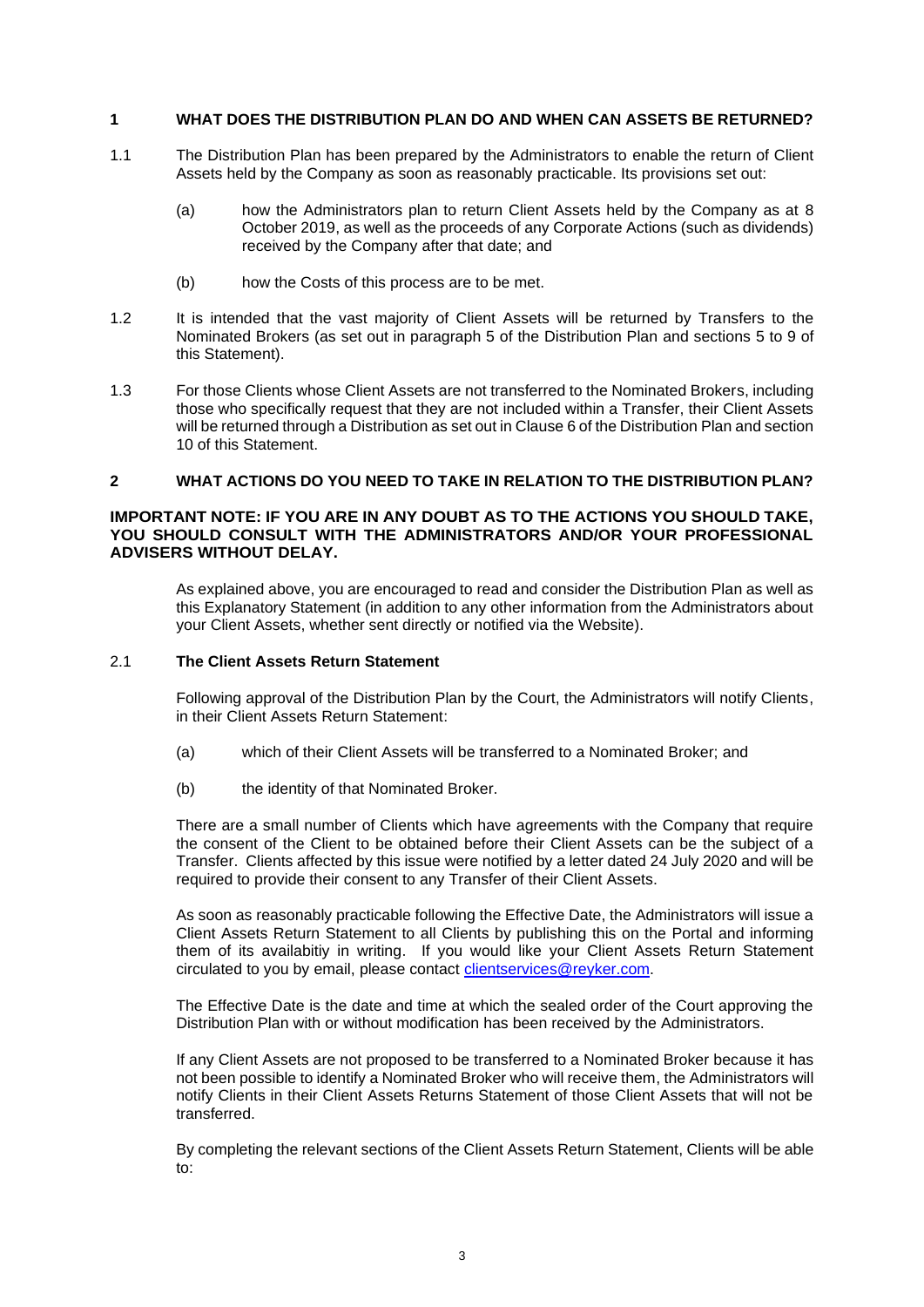## 1 WHAT DOES THE DISTRIBUTION PLAN DO AND WHEN CAN ASSETS BE RETURNED?

1.1 The Distribution Plan has been prepared by the Administrators to enable the return of Client Assets held by the Company as soon as reasonably practicable. Its provisions set out:

(a) how the Administrators plan to return Client Assets held by the Company as at 8 October 2019, as well as the proceeds of any Corporate Actions (such as dividends) received by the Company after that date; and

(b) how the Costs of this process are to be met.

1.2 It is intended that the vast majority of Client Assets will be returned by Transfers to the Nominated Brokers (as set out in paragraph 5 of the Distribution Plan and sections 5 to 9 of this Statement).

1.3 For those Clients whose Client Assets are not transferred to the Nominated Brokers, including those who specifically request that they are not included within a Transfer, their Client Assets will be returned through a Distribution as set out in Clause 6 of the Distribution Plan and section 10 of this Statement.

## 2 WHAT ACTIONS DO YOU NEED TO TAKE IN RELATION TO THE DISTRIBUTION PLAN?

**IMPORTANT NOTE: IF YOU ARE IN ANY DOUBT AS TO THE ACTIONS YOU SHOULD TAKE, YOU SHOULD CONSULT WITH THE ADMINISTRATORS AND/OR YOUR PROFESSIONAL ADVISERS WITHOUT DELAY.**

As explained above, you are encouraged to read and consider the Distribution Plan as well as this Explanatory Statement (in addition to any other information from the Administrators about your Client Assets, whether sent directly or notified via the Website).

### 2.1 The Client Assets Return Statement

Following approval of the Distribution Plan by the Court, the Administrators will notify Clients, in their Client Assets Return Statement:

(a) which of their Client Assets will be transferred to a Nominated Broker; and

(b) the identity of that Nominated Broker.

There are a small number of Clients which have agreements with the Company that require the consent of the Client to be obtained before their Client Assets can be the subject of a Transfer. Clients affected by this issue were notified by a letter dated 24 July 2020 and will be required to provide their consent to any Transfer of their Client Assets.

As soon as reasonably practicable following the Effective Date, the Administrators will issue a Client Assets Return Statement to all Clients by publishing this on the Portal and informing them of its availabitiy in writing. If you would like your Client Assets Return Statement circulated to you by email, please contact clientservices@reyker.com.

The Effective Date is the date and time at which the sealed order of the Court approving the Distribution Plan with or without modification has been received by the Administrators.

If any Client Assets are not proposed to be transferred to a Nominated Broker because it has not been possible to identify a Nominated Broker who will receive them, the Administrators will notify Clients in their Client Assets Returns Statement of those Client Assets that will not be transferred.

By completing the relevant sections of the Client Assets Return Statement, Clients will be able to: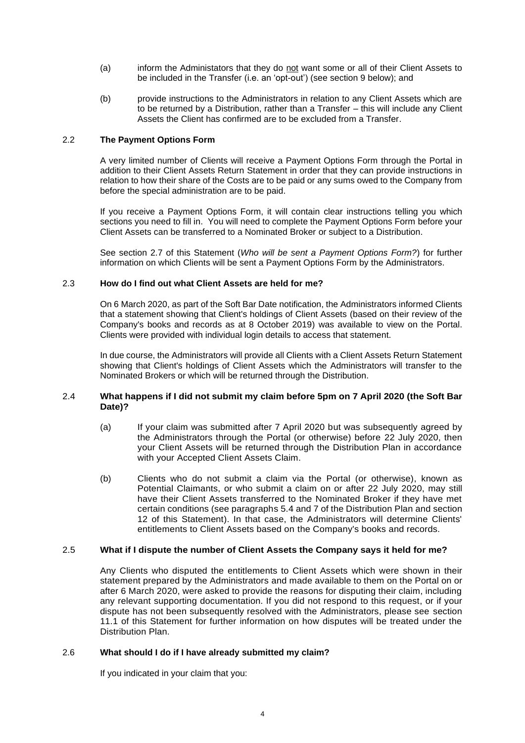(a) inform the Administators that they do not want some or all of their Client Assets to be included in the Transfer (i.e. an 'opt-out') (see section 9 below); and

(b) provide instructions to the Administrators in relation to any Client Assets which are to be returned by a Distribution, rather than a Transfer – this will include any Client Assets the Client has confirmed are to be excluded from a Transfer.

### 2.2 The Payment Options Form

A very limited number of Clients will receive a Payment Options Form through the Portal in addition to their Client Assets Return Statement in order that they can provide instructions in relation to how their share of the Costs are to be paid or any sums owed to the Company from before the special administration are to be paid.

If you receive a Payment Options Form, it will contain clear instructions telling you which sections you need to fill in. You will need to complete the Payment Options Form before your Client Assets can be transferred to a Nominated Broker or subject to a Distribution.

See section 2.7 of this Statement (*Who will be sent a Payment Options Form?*) for further information on which Clients will be sent a Payment Options Form by the Administrators.

### 2.3 How do I find out what Client Assets are held for me?

On 6 March 2020, as part of the Soft Bar Date notification, the Administrators informed Clients that a statement showing that Client's holdings of Client Assets (based on their review of the Company's books and records as at 8 October 2019) was available to view on the Portal. Clients were provided with individual login details to access that statement.

In due course, the Administrators will provide all Clients with a Client Assets Return Statement showing that Client's holdings of Client Assets which the Administrators will transfer to the Nominated Brokers or which will be returned through the Distribution.

### 2.4 What happens if I did not submit my claim before 5pm on 7 April 2020 (the Soft Bar Date)?

(a) If your claim was submitted after 7 April 2020 but was subsequently agreed by the Administrators through the Portal (or otherwise) before 22 July 2020, then your Client Assets will be returned through the Distribution Plan in accordance with your Accepted Client Assets Claim.

(b) Clients who do not submit a claim via the Portal (or otherwise), known as Potential Claimants, or who submit a claim on or after 22 July 2020, may still have their Client Assets transferred to the Nominated Broker if they have met certain conditions (see paragraphs 5.4 and 7 of the Distribution Plan and section 12 of this Statement). In that case, the Administrators will determine Clients' entitlements to Client Assets based on the Company's books and records.

### 2.5 What if I dispute the number of Client Assets the Company says it held for me?

Any Clients who disputed the entitlements to Client Assets which were shown in their statement prepared by the Administrators and made available to them on the Portal on or after 6 March 2020, were asked to provide the reasons for disputing their claim, including any relevant supporting documentation. If you did not respond to this request, or if your dispute has not been subsequently resolved with the Administrators, please see section 11.1 of this Statement for further information on how disputes will be treated under the Distribution Plan.

### 2.6 What should I do if I have already submitted my claim?

If you indicated in your claim that you: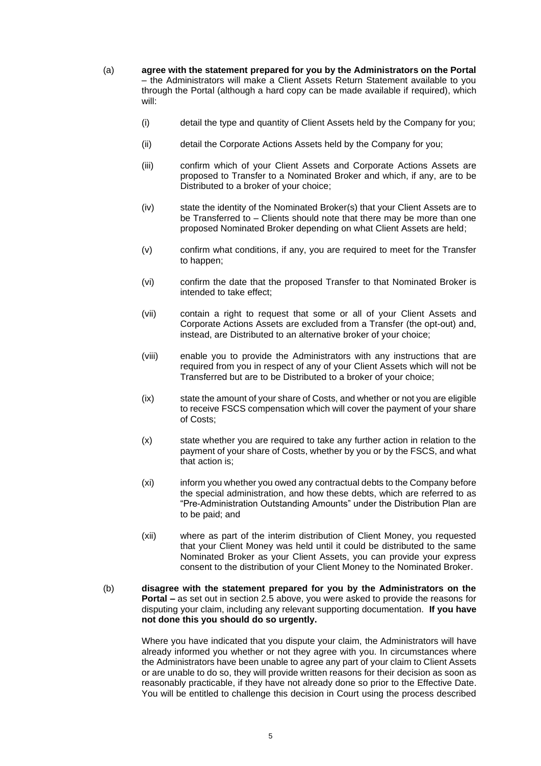(a) **agree with the statement prepared for you by the Administrators on the Portal** – the Administrators will make a Client Assets Return Statement available to you through the Portal (although a hard copy can be made available if required), which will:

   (i) detail the type and quantity of Client Assets held by the Company for you;

   (ii) detail the Corporate Actions Assets held by the Company for you;

   (iii) confirm which of your Client Assets and Corporate Actions Assets are proposed to Transfer to a Nominated Broker and which, if any, are to be Distributed to a broker of your choice;

   (iv) state the identity of the Nominated Broker(s) that your Client Assets are to be Transferred to – Clients should note that there may be more than one proposed Nominated Broker depending on what Client Assets are held;

   (v) confirm what conditions, if any, you are required to meet for the Transfer to happen;

   (vi) confirm the date that the proposed Transfer to that Nominated Broker is intended to take effect;

   (vii) contain a right to request that some or all of your Client Assets and Corporate Actions Assets are excluded from a Transfer (the opt-out) and, instead, are Distributed to an alternative broker of your choice;

   (viii) enable you to provide the Administrators with any instructions that are required from you in respect of any of your Client Assets which will not be Transferred but are to be Distributed to a broker of your choice;

   (ix) state the amount of your share of Costs, and whether or not you are eligible to receive FSCS compensation which will cover the payment of your share of Costs;

   (x) state whether you are required to take any further action in relation to the payment of your share of Costs, whether by you or by the FSCS, and what that action is;

   (xi) inform you whether you owed any contractual debts to the Company before the special administration, and how these debts, which are referred to as "Pre-Administration Outstanding Amounts" under the Distribution Plan are to be paid; and

   (xii) where as part of the interim distribution of Client Money, you requested that your Client Money was held until it could be distributed to the same Nominated Broker as your Client Assets, you can provide your express consent to the distribution of your Client Money to the Nominated Broker.

(b) **disagree with the statement prepared for you by the Administrators on the Portal –** as set out in section 2.5 above, you were asked to provide the reasons for disputing your claim, including any relevant supporting documentation. **If you have not done this you should do so urgently.**

   Where you have indicated that you dispute your claim, the Administrators will have already informed you whether or not they agree with you. In circumstances where the Administrators have been unable to agree any part of your claim to Client Assets or are unable to do so, they will provide written reasons for their decision as soon as reasonably practicable, if they have not already done so prior to the Effective Date. You will be entitled to challenge this decision in Court using the process described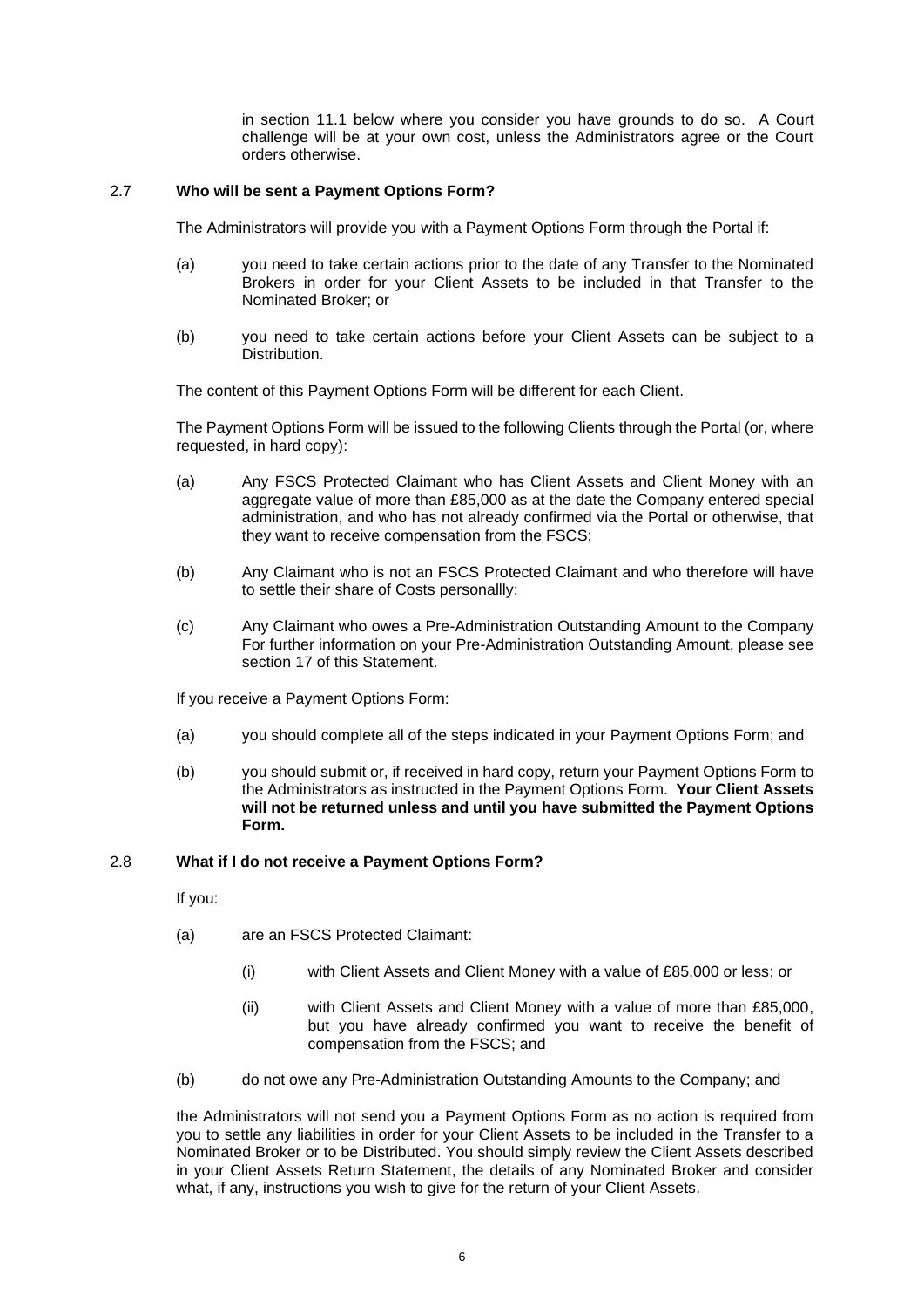in section 11.1 below where you consider you have grounds to do so. A Court challenge will be at your own cost, unless the Administrators agree or the Court orders otherwise.

### 2.7 **Who will be sent a Payment Options Form?**

The Administrators will provide you with a Payment Options Form through the Portal if:

(a) you need to take certain actions prior to the date of any Transfer to the Nominated Brokers in order for your Client Assets to be included in that Transfer to the Nominated Broker; or

(b) you need to take certain actions before your Client Assets can be subject to a Distribution.

The content of this Payment Options Form will be different for each Client.

The Payment Options Form will be issued to the following Clients through the Portal (or, where requested, in hard copy):

(a) Any FSCS Protected Claimant who has Client Assets and Client Money with an aggregate value of more than £85,000 as at the date the Company entered special administration, and who has not already confirmed via the Portal or otherwise, that they want to receive compensation from the FSCS;

(b) Any Claimant who is not an FSCS Protected Claimant and who therefore will have to settle their share of Costs personallly;

(c) Any Claimant who owes a Pre-Administration Outstanding Amount to the Company For further information on your Pre-Administration Outstanding Amount, please see section 17 of this Statement.

If you receive a Payment Options Form:

(a) you should complete all of the steps indicated in your Payment Options Form; and

(b) you should submit or, if received in hard copy, return your Payment Options Form to the Administrators as instructed in the Payment Options Form. **Your Client Assets will not be returned unless and until you have submitted the Payment Options Form.**

### 2.8 **What if I do not receive a Payment Options Form?**

If you:

(a) are an FSCS Protected Claimant:

  (i) with Client Assets and Client Money with a value of £85,000 or less; or

  (ii) with Client Assets and Client Money with a value of more than £85,000, but you have already confirmed you want to receive the benefit of compensation from the FSCS; and

(b) do not owe any Pre-Administration Outstanding Amounts to the Company; and

the Administrators will not send you a Payment Options Form as no action is required from you to settle any liabilities in order for your Client Assets to be included in the Transfer to a Nominated Broker or to be Distributed. You should simply review the Client Assets described in your Client Assets Return Statement, the details of any Nominated Broker and consider what, if any, instructions you wish to give for the return of your Client Assets.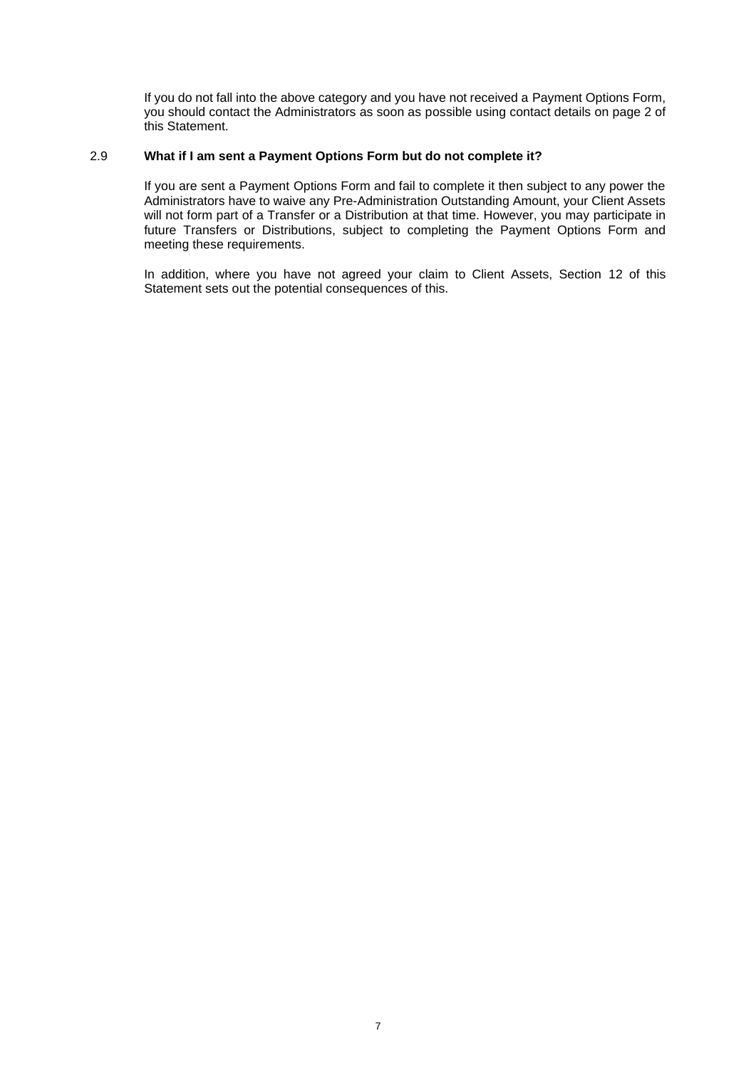If you do not fall into the above category and you have not received a Payment Options Form, you should contact the Administrators as soon as possible using contact details on page 2 of this Statement.

### 2.9 What if I am sent a Payment Options Form but do not complete it?

If you are sent a Payment Options Form and fail to complete it then subject to any power the Administrators have to waive any Pre-Administration Outstanding Amount, your Client Assets will not form part of a Transfer or a Distribution at that time. However, you may participate in future Transfers or Distributions, subject to completing the Payment Options Form and meeting these requirements.

In addition, where you have not agreed your claim to Client Assets, Section 12 of this Statement sets out the potential consequences of this.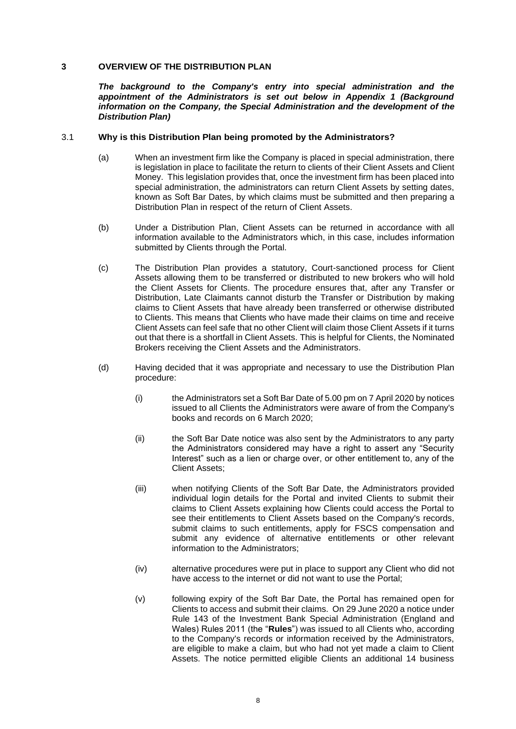## 3 OVERVIEW OF THE DISTRIBUTION PLAN

***The background to the Company's entry into special administration and the appointment of the Administrators is set out below in Appendix 1 (Background information on the Company, the Special Administration and the development of the Distribution Plan)***

### 3.1 Why is this Distribution Plan being promoted by the Administrators?

(a) When an investment firm like the Company is placed in special administration, there is legislation in place to facilitate the return to clients of their Client Assets and Client Money. This legislation provides that, once the investment firm has been placed into special administration, the administrators can return Client Assets by setting dates, known as Soft Bar Dates, by which claims must be submitted and then preparing a Distribution Plan in respect of the return of Client Assets.

(b) Under a Distribution Plan, Client Assets can be returned in accordance with all information available to the Administrators which, in this case, includes information submitted by Clients through the Portal.

(c) The Distribution Plan provides a statutory, Court-sanctioned process for Client Assets allowing them to be transferred or distributed to new brokers who will hold the Client Assets for Clients. The procedure ensures that, after any Transfer or Distribution, Late Claimants cannot disturb the Transfer or Distribution by making claims to Client Assets that have already been transferred or otherwise distributed to Clients. This means that Clients who have made their claims on time and receive Client Assets can feel safe that no other Client will claim those Client Assets if it turns out that there is a shortfall in Client Assets. This is helpful for Clients, the Nominated Brokers receiving the Client Assets and the Administrators.

(d) Having decided that it was appropriate and necessary to use the Distribution Plan procedure:

(i) the Administrators set a Soft Bar Date of 5.00 pm on 7 April 2020 by notices issued to all Clients the Administrators were aware of from the Company's books and records on 6 March 2020;

(ii) the Soft Bar Date notice was also sent by the Administrators to any party the Administrators considered may have a right to assert any "Security Interest" such as a lien or charge over, or other entitlement to, any of the Client Assets;

(iii) when notifying Clients of the Soft Bar Date, the Administrators provided individual login details for the Portal and invited Clients to submit their claims to Client Assets explaining how Clients could access the Portal to see their entitlements to Client Assets based on the Company's records, submit claims to such entitlements, apply for FSCS compensation and submit any evidence of alternative entitlements or other relevant information to the Administrators;

(iv) alternative procedures were put in place to support any Client who did not have access to the internet or did not want to use the Portal;

(v) following expiry of the Soft Bar Date, the Portal has remained open for Clients to access and submit their claims. On 29 June 2020 a notice under Rule 143 of the Investment Bank Special Administration (England and Wales) Rules 2011 (the "**Rules**") was issued to all Clients who, according to the Company's records or information received by the Administrators, are eligible to make a claim, but who had not yet made a claim to Client Assets. The notice permitted eligible Clients an additional 14 business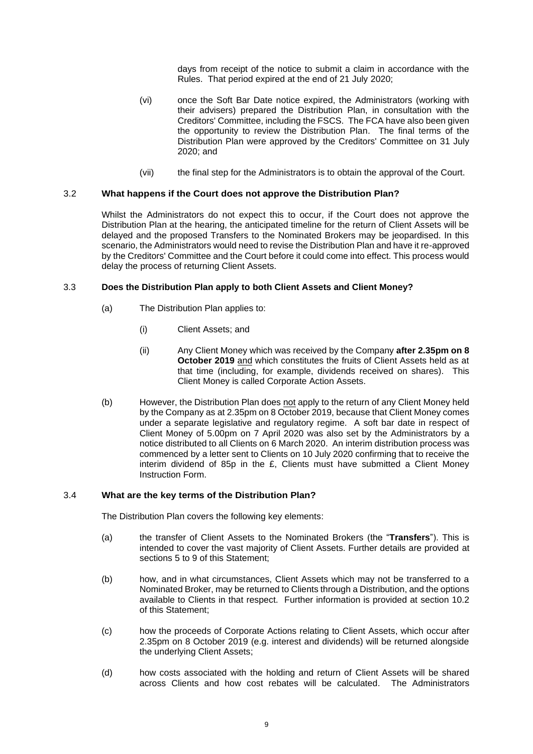days from receipt of the notice to submit a claim in accordance with the Rules. That period expired at the end of 21 July 2020;

(vi) once the Soft Bar Date notice expired, the Administrators (working with their advisers) prepared the Distribution Plan, in consultation with the Creditors' Committee, including the FSCS. The FCA have also been given the opportunity to review the Distribution Plan. The final terms of the Distribution Plan were approved by the Creditors' Committee on 31 July 2020; and

(vii) the final step for the Administrators is to obtain the approval of the Court.

### 3.2 What happens if the Court does not approve the Distribution Plan?

Whilst the Administrators do not expect this to occur, if the Court does not approve the Distribution Plan at the hearing, the anticipated timeline for the return of Client Assets will be delayed and the proposed Transfers to the Nominated Brokers may be jeopardised. In this scenario, the Administrators would need to revise the Distribution Plan and have it re-approved by the Creditors' Committee and the Court before it could come into effect. This process would delay the process of returning Client Assets.

### 3.3 Does the Distribution Plan apply to both Client Assets and Client Money?

(a) The Distribution Plan applies to:

(i) Client Assets; and

(ii) Any Client Money which was received by the Company **after 2.35pm on 8 October 2019** and which constitutes the fruits of Client Assets held as at that time (including, for example, dividends received on shares). This Client Money is called Corporate Action Assets.

(b) However, the Distribution Plan does not apply to the return of any Client Money held by the Company as at 2.35pm on 8 October 2019, because that Client Money comes under a separate legislative and regulatory regime. A soft bar date in respect of Client Money of 5.00pm on 7 April 2020 was also set by the Administrators by a notice distributed to all Clients on 6 March 2020. An interim distribution process was commenced by a letter sent to Clients on 10 July 2020 confirming that to receive the interim dividend of 85p in the £, Clients must have submitted a Client Money Instruction Form.

### 3.4 What are the key terms of the Distribution Plan?

The Distribution Plan covers the following key elements:

(a) the transfer of Client Assets to the Nominated Brokers (the "**Transfers**"). This is intended to cover the vast majority of Client Assets. Further details are provided at sections 5 to 9 of this Statement;

(b) how, and in what circumstances, Client Assets which may not be transferred to a Nominated Broker, may be returned to Clients through a Distribution, and the options available to Clients in that respect. Further information is provided at section 10.2 of this Statement;

(c) how the proceeds of Corporate Actions relating to Client Assets, which occur after 2.35pm on 8 October 2019 (e.g. interest and dividends) will be returned alongside the underlying Client Assets;

(d) how costs associated with the holding and return of Client Assets will be shared across Clients and how cost rebates will be calculated. The Administrators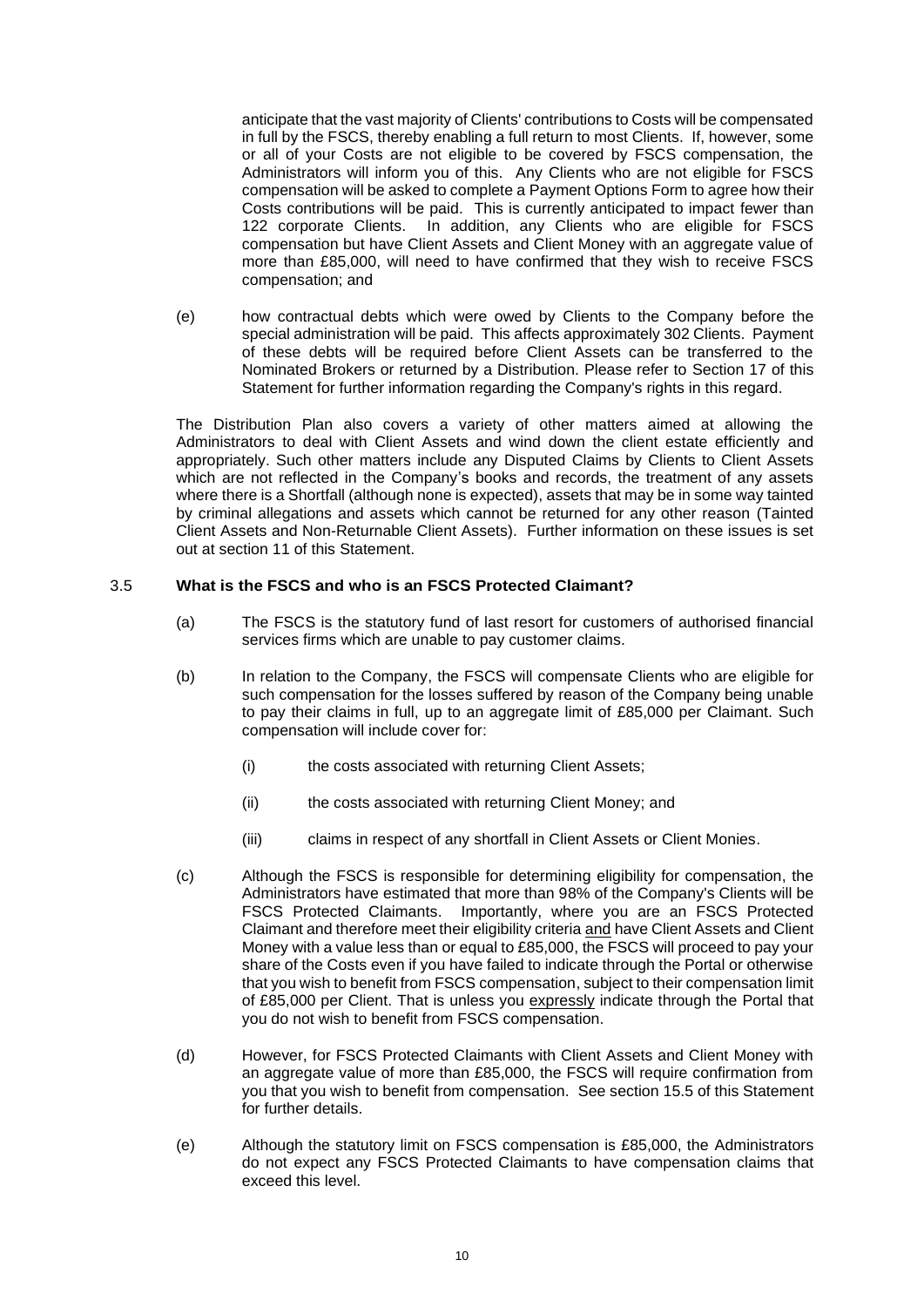anticipate that the vast majority of Clients' contributions to Costs will be compensated in full by the FSCS, thereby enabling a full return to most Clients. If, however, some or all of your Costs are not eligible to be covered by FSCS compensation, the Administrators will inform you of this. Any Clients who are not eligible for FSCS compensation will be asked to complete a Payment Options Form to agree how their Costs contributions will be paid. This is currently anticipated to impact fewer than 122 corporate Clients. In addition, any Clients who are eligible for FSCS compensation but have Client Assets and Client Money with an aggregate value of more than £85,000, will need to have confirmed that they wish to receive FSCS compensation; and

(e) how contractual debts which were owed by Clients to the Company before the special administration will be paid. This affects approximately 302 Clients. Payment of these debts will be required before Client Assets can be transferred to the Nominated Brokers or returned by a Distribution. Please refer to Section 17 of this Statement for further information regarding the Company's rights in this regard.

The Distribution Plan also covers a variety of other matters aimed at allowing the Administrators to deal with Client Assets and wind down the client estate efficiently and appropriately. Such other matters include any Disputed Claims by Clients to Client Assets which are not reflected in the Company's books and records, the treatment of any assets where there is a Shortfall (although none is expected), assets that may be in some way tainted by criminal allegations and assets which cannot be returned for any other reason (Tainted Client Assets and Non-Returnable Client Assets). Further information on these issues is set out at section 11 of this Statement.

### 3.5 What is the FSCS and who is an FSCS Protected Claimant?

(a) The FSCS is the statutory fund of last resort for customers of authorised financial services firms which are unable to pay customer claims.

(b) In relation to the Company, the FSCS will compensate Clients who are eligible for such compensation for the losses suffered by reason of the Company being unable to pay their claims in full, up to an aggregate limit of £85,000 per Claimant. Such compensation will include cover for:

  (i) the costs associated with returning Client Assets;

  (ii) the costs associated with returning Client Money; and

  (iii) claims in respect of any shortfall in Client Assets or Client Monies.

(c) Although the FSCS is responsible for determining eligibility for compensation, the Administrators have estimated that more than 98% of the Company's Clients will be FSCS Protected Claimants. Importantly, where you are an FSCS Protected Claimant and therefore meet their eligibility criteria <u>and</u> have Client Assets and Client Money with a value less than or equal to £85,000, the FSCS will proceed to pay your share of the Costs even if you have failed to indicate through the Portal or otherwise that you wish to benefit from FSCS compensation, subject to their compensation limit of £85,000 per Client. That is unless you <u>expressly</u> indicate through the Portal that you do not wish to benefit from FSCS compensation.

(d) However, for FSCS Protected Claimants with Client Assets and Client Money with an aggregate value of more than £85,000, the FSCS will require confirmation from you that you wish to benefit from compensation. See section 15.5 of this Statement for further details.

(e) Although the statutory limit on FSCS compensation is £85,000, the Administrators do not expect any FSCS Protected Claimants to have compensation claims that exceed this level.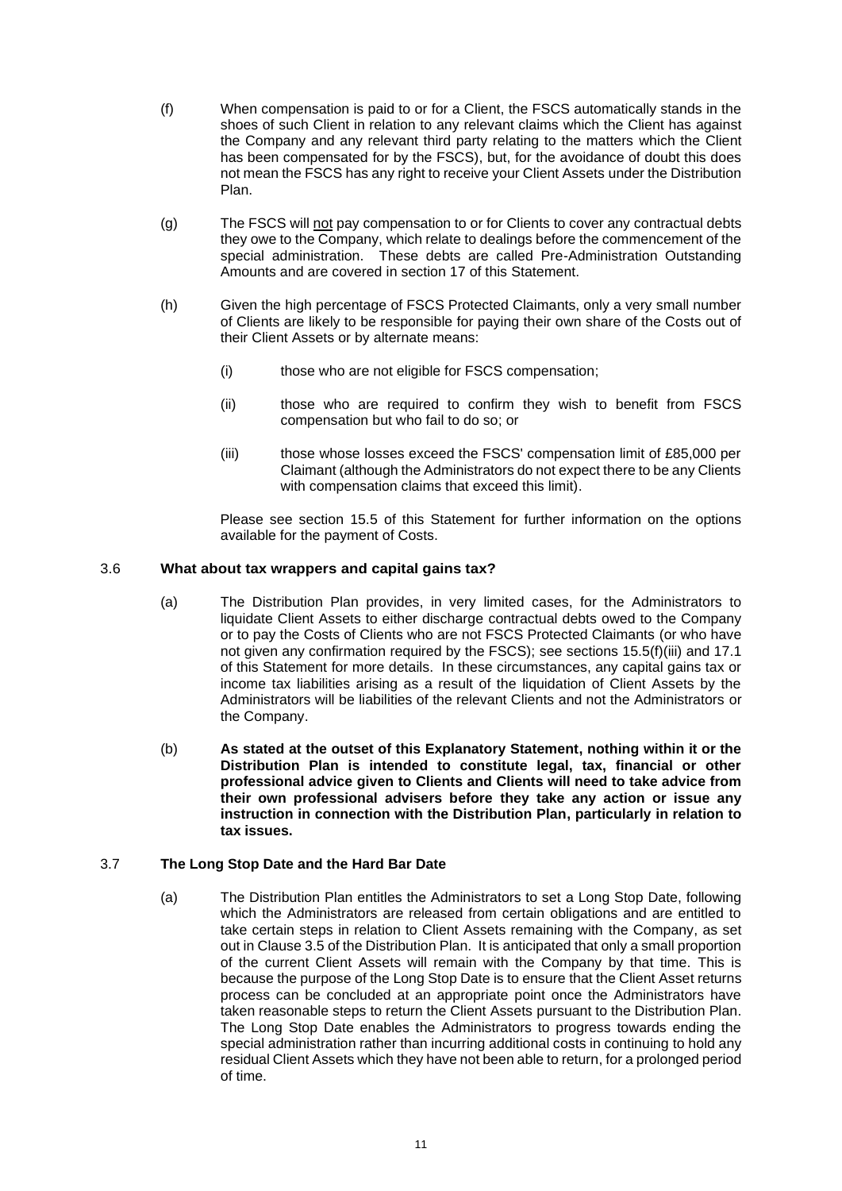(f) When compensation is paid to or for a Client, the FSCS automatically stands in the shoes of such Client in relation to any relevant claims which the Client has against the Company and any relevant third party relating to the matters which the Client has been compensated for by the FSCS), but, for the avoidance of doubt this does not mean the FSCS has any right to receive your Client Assets under the Distribution Plan.

(g) The FSCS will not pay compensation to or for Clients to cover any contractual debts they owe to the Company, which relate to dealings before the commencement of the special administration. These debts are called Pre-Administration Outstanding Amounts and are covered in section 17 of this Statement.

(h) Given the high percentage of FSCS Protected Claimants, only a very small number of Clients are likely to be responsible for paying their own share of the Costs out of their Client Assets or by alternate means:

(i) those who are not eligible for FSCS compensation;

(ii) those who are required to confirm they wish to benefit from FSCS compensation but who fail to do so; or

(iii) those whose losses exceed the FSCS' compensation limit of £85,000 per Claimant (although the Administrators do not expect there to be any Clients with compensation claims that exceed this limit).

Please see section 15.5 of this Statement for further information on the options available for the payment of Costs.

### 3.6 What about tax wrappers and capital gains tax?

(a) The Distribution Plan provides, in very limited cases, for the Administrators to liquidate Client Assets to either discharge contractual debts owed to the Company or to pay the Costs of Clients who are not FSCS Protected Claimants (or who have not given any confirmation required by the FSCS); see sections 15.5(f)(iii) and 17.1 of this Statement for more details. In these circumstances, any capital gains tax or income tax liabilities arising as a result of the liquidation of Client Assets by the Administrators will be liabilities of the relevant Clients and not the Administrators or the Company.

(b) **As stated at the outset of this Explanatory Statement, nothing within it or the Distribution Plan is intended to constitute legal, tax, financial or other professional advice given to Clients and Clients will need to take advice from their own professional advisers before they take any action or issue any instruction in connection with the Distribution Plan, particularly in relation to tax issues.**

### 3.7 The Long Stop Date and the Hard Bar Date

(a) The Distribution Plan entitles the Administrators to set a Long Stop Date, following which the Administrators are released from certain obligations and are entitled to take certain steps in relation to Client Assets remaining with the Company, as set out in Clause 3.5 of the Distribution Plan. It is anticipated that only a small proportion of the current Client Assets will remain with the Company by that time. This is because the purpose of the Long Stop Date is to ensure that the Client Asset returns process can be concluded at an appropriate point once the Administrators have taken reasonable steps to return the Client Assets pursuant to the Distribution Plan. The Long Stop Date enables the Administrators to progress towards ending the special administration rather than incurring additional costs in continuing to hold any residual Client Assets which they have not been able to return, for a prolonged period of time.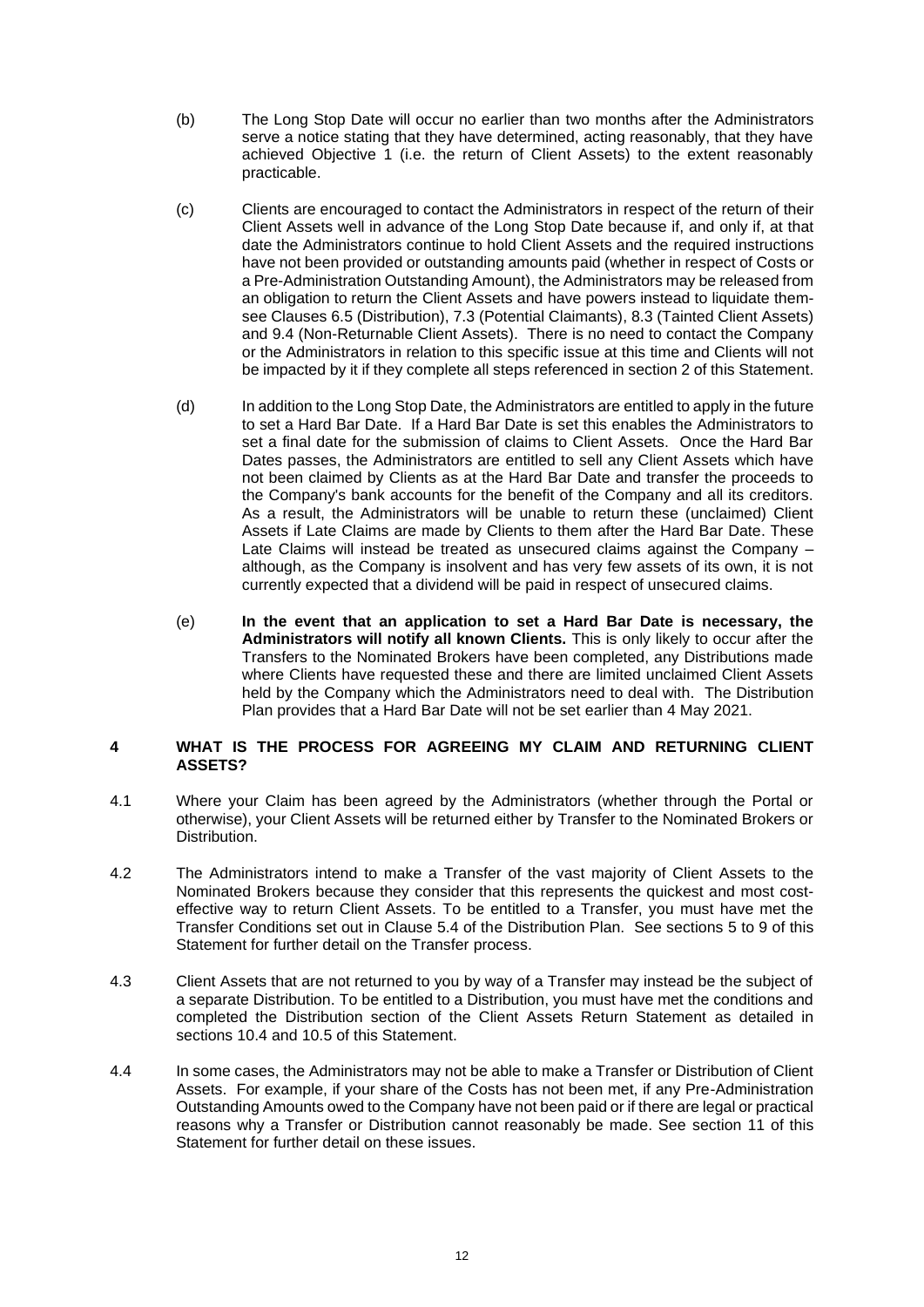(b) The Long Stop Date will occur no earlier than two months after the Administrators serve a notice stating that they have determined, acting reasonably, that they have achieved Objective 1 (i.e. the return of Client Assets) to the extent reasonably practicable.

(c) Clients are encouraged to contact the Administrators in respect of the return of their Client Assets well in advance of the Long Stop Date because if, and only if, at that date the Administrators continue to hold Client Assets and the required instructions have not been provided or outstanding amounts paid (whether in respect of Costs or a Pre-Administration Outstanding Amount), the Administrators may be released from an obligation to return the Client Assets and have powers instead to liquidate them- see Clauses 6.5 (Distribution), 7.3 (Potential Claimants), 8.3 (Tainted Client Assets) and 9.4 (Non-Returnable Client Assets). There is no need to contact the Company or the Administrators in relation to this specific issue at this time and Clients will not be impacted by it if they complete all steps referenced in section 2 of this Statement.

(d) In addition to the Long Stop Date, the Administrators are entitled to apply in the future to set a Hard Bar Date. If a Hard Bar Date is set this enables the Administrators to set a final date for the submission of claims to Client Assets. Once the Hard Bar Dates passes, the Administrators are entitled to sell any Client Assets which have not been claimed by Clients as at the Hard Bar Date and transfer the proceeds to the Company's bank accounts for the benefit of the Company and all its creditors. As a result, the Administrators will be unable to return these (unclaimed) Client Assets if Late Claims are made by Clients to them after the Hard Bar Date. These Late Claims will instead be treated as unsecured claims against the Company – although, as the Company is insolvent and has very few assets of its own, it is not currently expected that a dividend will be paid in respect of unsecured claims.

(e) **In the event that an application to set a Hard Bar Date is necessary, the Administrators will notify all known Clients.** This is only likely to occur after the Transfers to the Nominated Brokers have been completed, any Distributions made where Clients have requested these and there are limited unclaimed Client Assets held by the Company which the Administrators need to deal with. The Distribution Plan provides that a Hard Bar Date will not be set earlier than 4 May 2021.

## 4 WHAT IS THE PROCESS FOR AGREEING MY CLAIM AND RETURNING CLIENT ASSETS?

4.1 Where your Claim has been agreed by the Administrators (whether through the Portal or otherwise), your Client Assets will be returned either by Transfer to the Nominated Brokers or Distribution.

4.2 The Administrators intend to make a Transfer of the vast majority of Client Assets to the Nominated Brokers because they consider that this represents the quickest and most cost-effective way to return Client Assets. To be entitled to a Transfer, you must have met the Transfer Conditions set out in Clause 5.4 of the Distribution Plan. See sections 5 to 9 of this Statement for further detail on the Transfer process.

4.3 Client Assets that are not returned to you by way of a Transfer may instead be the subject of a separate Distribution. To be entitled to a Distribution, you must have met the conditions and completed the Distribution section of the Client Assets Return Statement as detailed in sections 10.4 and 10.5 of this Statement.

4.4 In some cases, the Administrators may not be able to make a Transfer or Distribution of Client Assets. For example, if your share of the Costs has not been met, if any Pre-Administration Outstanding Amounts owed to the Company have not been paid or if there are legal or practical reasons why a Transfer or Distribution cannot reasonably be made. See section 11 of this Statement for further detail on these issues.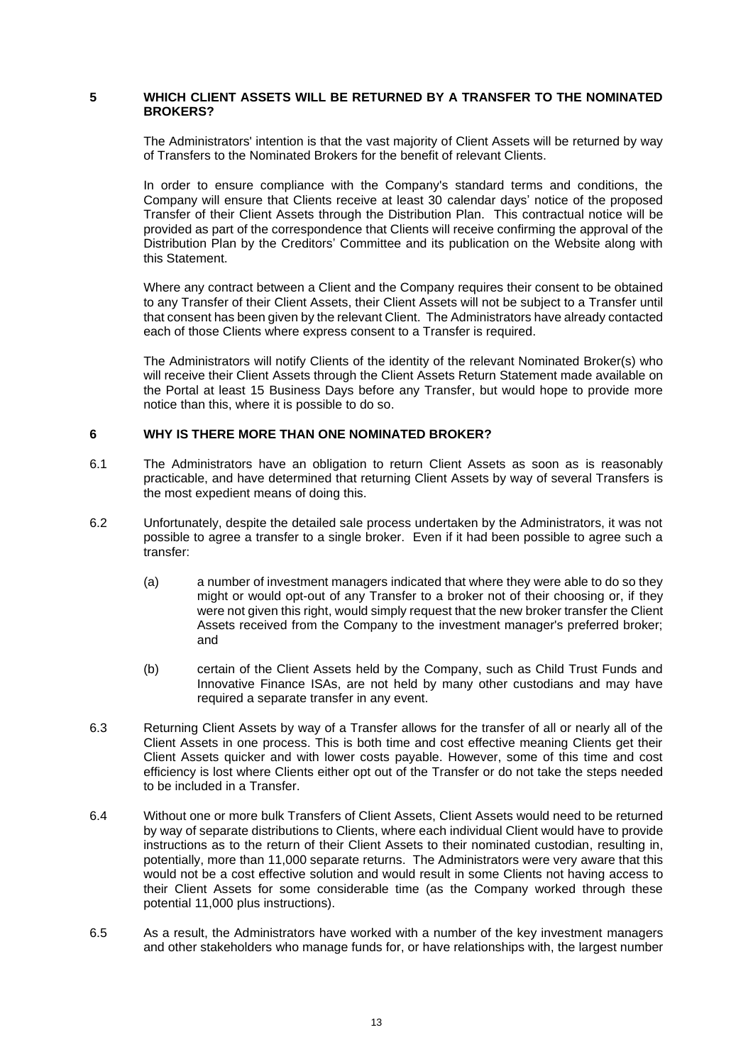## 5 WHICH CLIENT ASSETS WILL BE RETURNED BY A TRANSFER TO THE NOMINATED BROKERS?

The Administrators' intention is that the vast majority of Client Assets will be returned by way of Transfers to the Nominated Brokers for the benefit of relevant Clients.

In order to ensure compliance with the Company's standard terms and conditions, the Company will ensure that Clients receive at least 30 calendar days' notice of the proposed Transfer of their Client Assets through the Distribution Plan. This contractual notice will be provided as part of the correspondence that Clients will receive confirming the approval of the Distribution Plan by the Creditors' Committee and its publication on the Website along with this Statement.

Where any contract between a Client and the Company requires their consent to be obtained to any Transfer of their Client Assets, their Client Assets will not be subject to a Transfer until that consent has been given by the relevant Client. The Administrators have already contacted each of those Clients where express consent to a Transfer is required.

The Administrators will notify Clients of the identity of the relevant Nominated Broker(s) who will receive their Client Assets through the Client Assets Return Statement made available on the Portal at least 15 Business Days before any Transfer, but would hope to provide more notice than this, where it is possible to do so.

## 6 WHY IS THERE MORE THAN ONE NOMINATED BROKER?

6.1 The Administrators have an obligation to return Client Assets as soon as is reasonably practicable, and have determined that returning Client Assets by way of several Transfers is the most expedient means of doing this.

6.2 Unfortunately, despite the detailed sale process undertaken by the Administrators, it was not possible to agree a transfer to a single broker. Even if it had been possible to agree such a transfer:

(a) a number of investment managers indicated that where they were able to do so they might or would opt-out of any Transfer to a broker not of their choosing or, if they were not given this right, would simply request that the new broker transfer the Client Assets received from the Company to the investment manager's preferred broker; and

(b) certain of the Client Assets held by the Company, such as Child Trust Funds and Innovative Finance ISAs, are not held by many other custodians and may have required a separate transfer in any event.

6.3 Returning Client Assets by way of a Transfer allows for the transfer of all or nearly all of the Client Assets in one process. This is both time and cost effective meaning Clients get their Client Assets quicker and with lower costs payable. However, some of this time and cost efficiency is lost where Clients either opt out of the Transfer or do not take the steps needed to be included in a Transfer.

6.4 Without one or more bulk Transfers of Client Assets, Client Assets would need to be returned by way of separate distributions to Clients, where each individual Client would have to provide instructions as to the return of their Client Assets to their nominated custodian, resulting in, potentially, more than 11,000 separate returns. The Administrators were very aware that this would not be a cost effective solution and would result in some Clients not having access to their Client Assets for some considerable time (as the Company worked through these potential 11,000 plus instructions).

6.5 As a result, the Administrators have worked with a number of the key investment managers and other stakeholders who manage funds for, or have relationships with, the largest number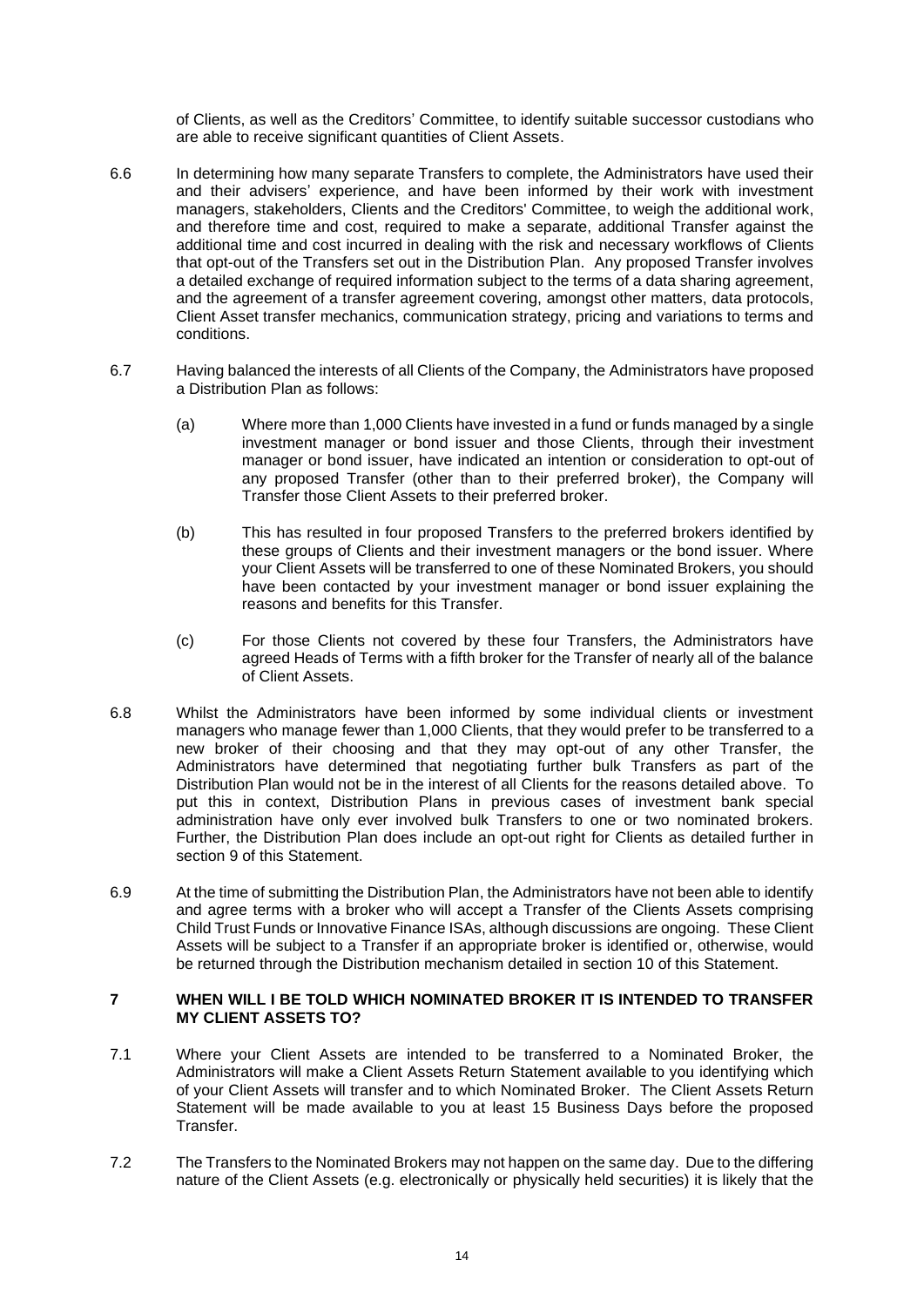of Clients, as well as the Creditors' Committee, to identify suitable successor custodians who are able to receive significant quantities of Client Assets.

6.6 In determining how many separate Transfers to complete, the Administrators have used their and their advisers' experience, and have been informed by their work with investment managers, stakeholders, Clients and the Creditors' Committee, to weigh the additional work, and therefore time and cost, required to make a separate, additional Transfer against the additional time and cost incurred in dealing with the risk and necessary workflows of Clients that opt-out of the Transfers set out in the Distribution Plan. Any proposed Transfer involves a detailed exchange of required information subject to the terms of a data sharing agreement, and the agreement of a transfer agreement covering, amongst other matters, data protocols, Client Asset transfer mechanics, communication strategy, pricing and variations to terms and conditions.

6.7 Having balanced the interests of all Clients of the Company, the Administrators have proposed a Distribution Plan as follows:

(a) Where more than 1,000 Clients have invested in a fund or funds managed by a single investment manager or bond issuer and those Clients, through their investment manager or bond issuer, have indicated an intention or consideration to opt-out of any proposed Transfer (other than to their preferred broker), the Company will Transfer those Client Assets to their preferred broker.

(b) This has resulted in four proposed Transfers to the preferred brokers identified by these groups of Clients and their investment managers or the bond issuer. Where your Client Assets will be transferred to one of these Nominated Brokers, you should have been contacted by your investment manager or bond issuer explaining the reasons and benefits for this Transfer.

(c) For those Clients not covered by these four Transfers, the Administrators have agreed Heads of Terms with a fifth broker for the Transfer of nearly all of the balance of Client Assets.

6.8 Whilst the Administrators have been informed by some individual clients or investment managers who manage fewer than 1,000 Clients, that they would prefer to be transferred to a new broker of their choosing and that they may opt-out of any other Transfer, the Administrators have determined that negotiating further bulk Transfers as part of the Distribution Plan would not be in the interest of all Clients for the reasons detailed above. To put this in context, Distribution Plans in previous cases of investment bank special administration have only ever involved bulk Transfers to one or two nominated brokers. Further, the Distribution Plan does include an opt-out right for Clients as detailed further in section 9 of this Statement.

6.9 At the time of submitting the Distribution Plan, the Administrators have not been able to identify and agree terms with a broker who will accept a Transfer of the Clients Assets comprising Child Trust Funds or Innovative Finance ISAs, although discussions are ongoing. These Client Assets will be subject to a Transfer if an appropriate broker is identified or, otherwise, would be returned through the Distribution mechanism detailed in section 10 of this Statement.

## 7 WHEN WILL I BE TOLD WHICH NOMINATED BROKER IT IS INTENDED TO TRANSFER MY CLIENT ASSETS TO?

7.1 Where your Client Assets are intended to be transferred to a Nominated Broker, the Administrators will make a Client Assets Return Statement available to you identifying which of your Client Assets will transfer and to which Nominated Broker. The Client Assets Return Statement will be made available to you at least 15 Business Days before the proposed Transfer.

7.2 The Transfers to the Nominated Brokers may not happen on the same day. Due to the differing nature of the Client Assets (e.g. electronically or physically held securities) it is likely that the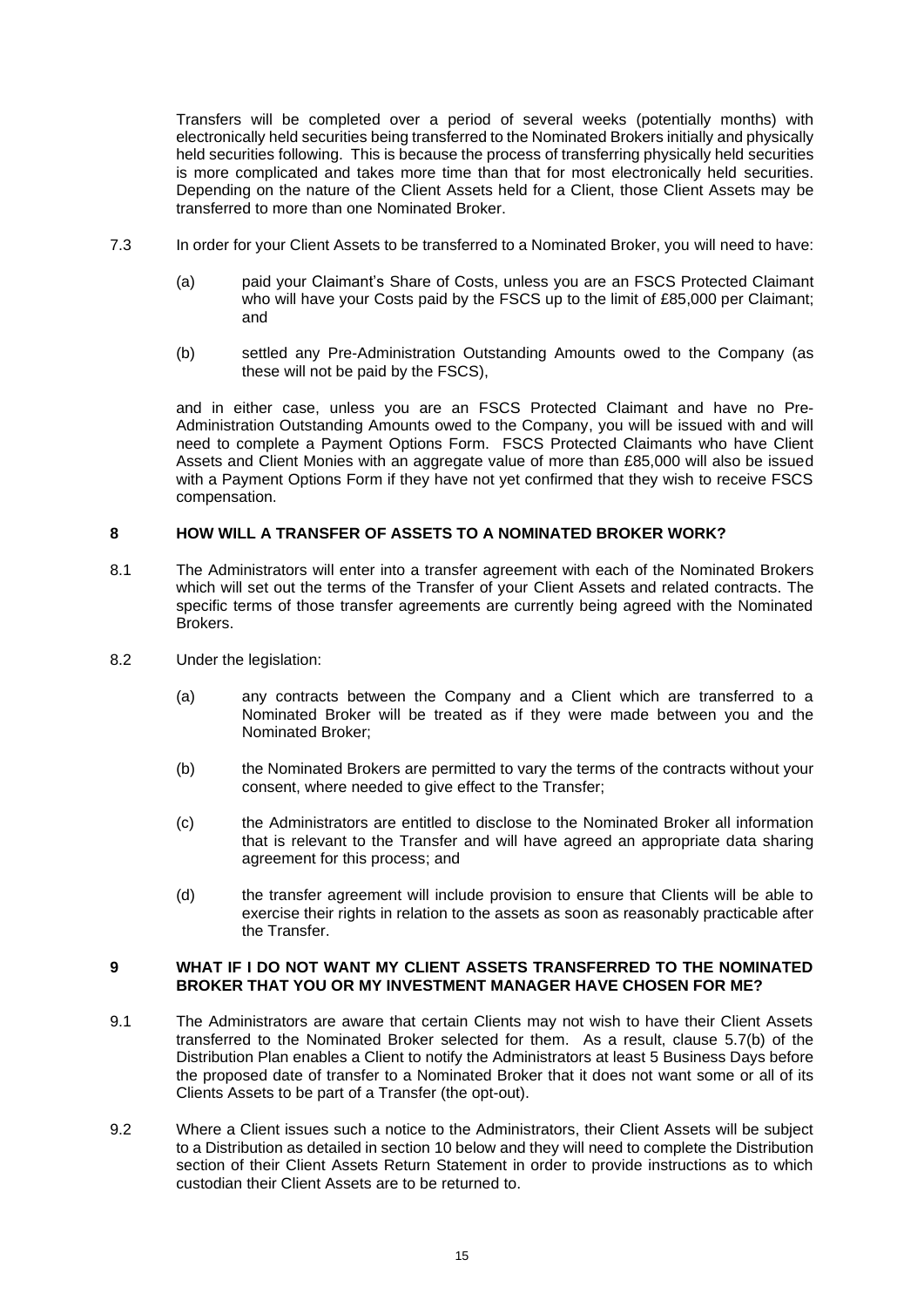Transfers will be completed over a period of several weeks (potentially months) with electronically held securities being transferred to the Nominated Brokers initially and physically held securities following. This is because the process of transferring physically held securities is more complicated and takes more time than that for most electronically held securities. Depending on the nature of the Client Assets held for a Client, those Client Assets may be transferred to more than one Nominated Broker.

7.3 In order for your Client Assets to be transferred to a Nominated Broker, you will need to have:

(a) paid your Claimant's Share of Costs, unless you are an FSCS Protected Claimant who will have your Costs paid by the FSCS up to the limit of £85,000 per Claimant; and

(b) settled any Pre-Administration Outstanding Amounts owed to the Company (as these will not be paid by the FSCS),

and in either case, unless you are an FSCS Protected Claimant and have no Pre-Administration Outstanding Amounts owed to the Company, you will be issued with and will need to complete a Payment Options Form. FSCS Protected Claimants who have Client Assets and Client Monies with an aggregate value of more than £85,000 will also be issued with a Payment Options Form if they have not yet confirmed that they wish to receive FSCS compensation.

## 8 HOW WILL A TRANSFER OF ASSETS TO A NOMINATED BROKER WORK?

8.1 The Administrators will enter into a transfer agreement with each of the Nominated Brokers which will set out the terms of the Transfer of your Client Assets and related contracts. The specific terms of those transfer agreements are currently being agreed with the Nominated Brokers.

8.2 Under the legislation:

(a) any contracts between the Company and a Client which are transferred to a Nominated Broker will be treated as if they were made between you and the Nominated Broker;

(b) the Nominated Brokers are permitted to vary the terms of the contracts without your consent, where needed to give effect to the Transfer;

(c) the Administrators are entitled to disclose to the Nominated Broker all information that is relevant to the Transfer and will have agreed an appropriate data sharing agreement for this process; and

(d) the transfer agreement will include provision to ensure that Clients will be able to exercise their rights in relation to the assets as soon as reasonably practicable after the Transfer.

## 9 WHAT IF I DO NOT WANT MY CLIENT ASSETS TRANSFERRED TO THE NOMINATED BROKER THAT YOU OR MY INVESTMENT MANAGER HAVE CHOSEN FOR ME?

9.1 The Administrators are aware that certain Clients may not wish to have their Client Assets transferred to the Nominated Broker selected for them. As a result, clause 5.7(b) of the Distribution Plan enables a Client to notify the Administrators at least 5 Business Days before the proposed date of transfer to a Nominated Broker that it does not want some or all of its Clients Assets to be part of a Transfer (the opt-out).

9.2 Where a Client issues such a notice to the Administrators, their Client Assets will be subject to a Distribution as detailed in section 10 below and they will need to complete the Distribution section of their Client Assets Return Statement in order to provide instructions as to which custodian their Client Assets are to be returned to.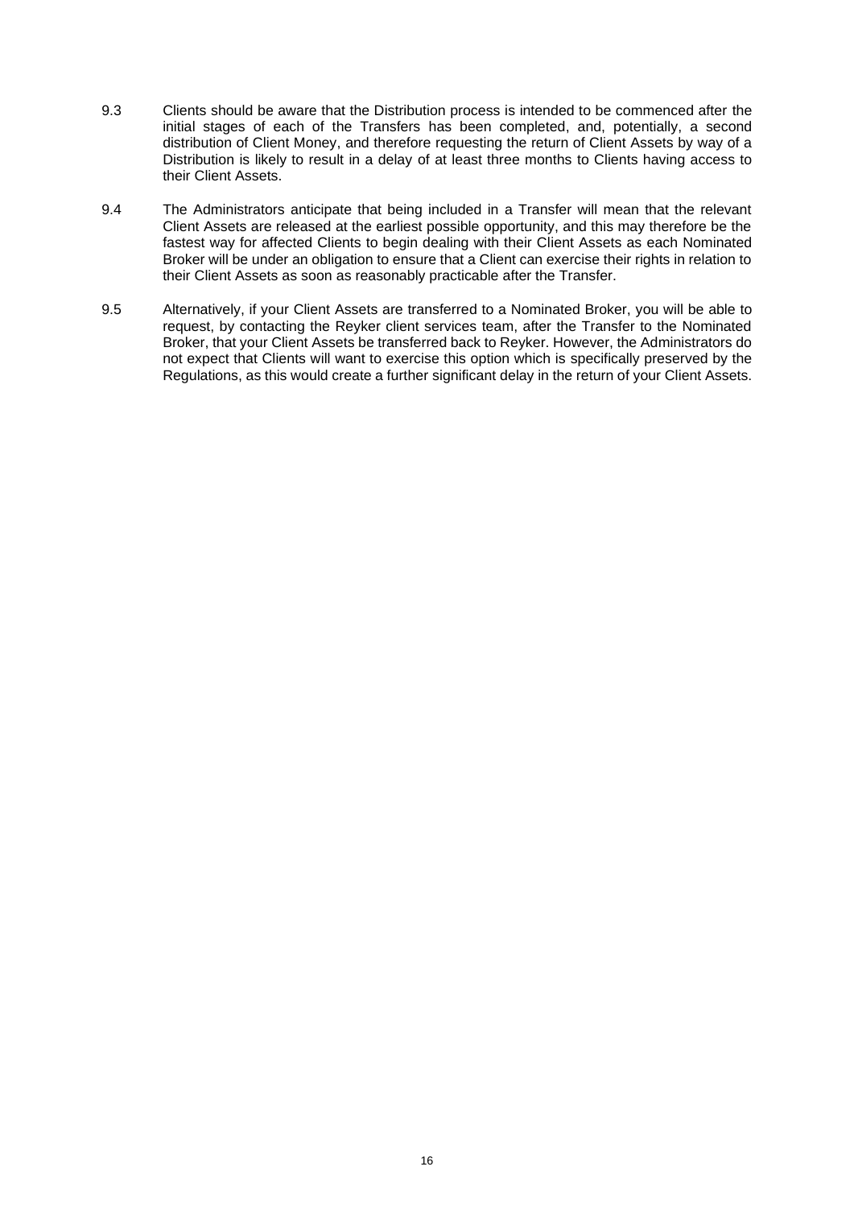9.3 Clients should be aware that the Distribution process is intended to be commenced after the initial stages of each of the Transfers has been completed, and, potentially, a second distribution of Client Money, and therefore requesting the return of Client Assets by way of a Distribution is likely to result in a delay of at least three months to Clients having access to their Client Assets.

9.4 The Administrators anticipate that being included in a Transfer will mean that the relevant Client Assets are released at the earliest possible opportunity, and this may therefore be the fastest way for affected Clients to begin dealing with their Client Assets as each Nominated Broker will be under an obligation to ensure that a Client can exercise their rights in relation to their Client Assets as soon as reasonably practicable after the Transfer.

9.5 Alternatively, if your Client Assets are transferred to a Nominated Broker, you will be able to request, by contacting the Reyker client services team, after the Transfer to the Nominated Broker, that your Client Assets be transferred back to Reyker. However, the Administrators do not expect that Clients will want to exercise this option which is specifically preserved by the Regulations, as this would create a further significant delay in the return of your Client Assets.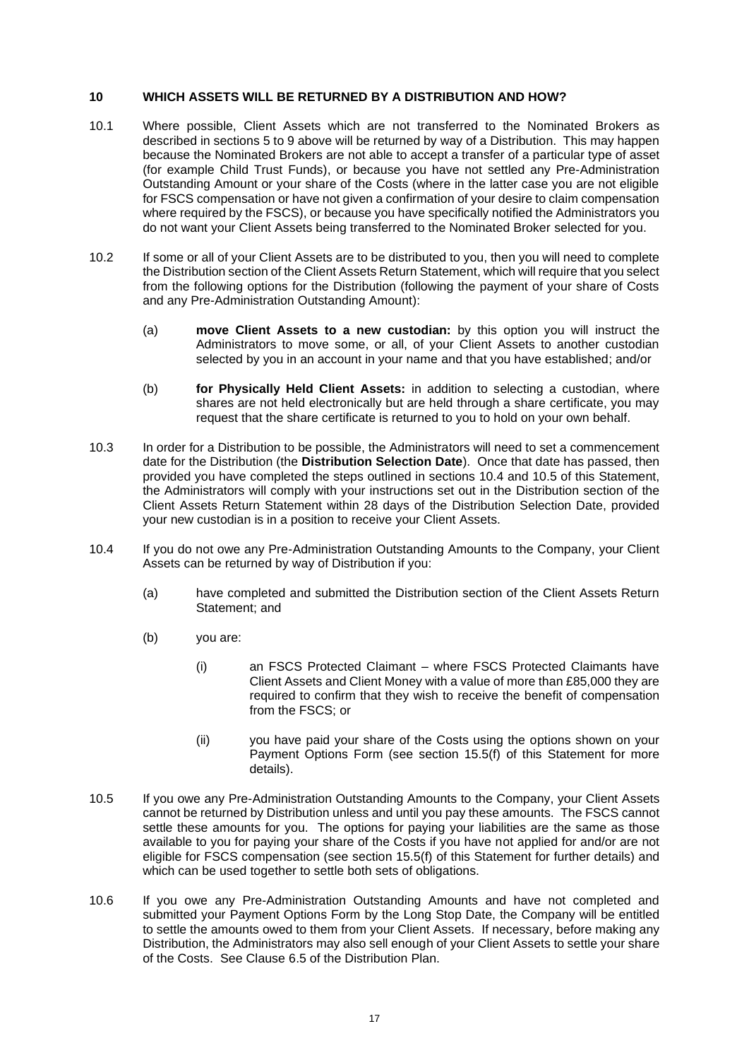## 10 WHICH ASSETS WILL BE RETURNED BY A DISTRIBUTION AND HOW?

10.1 Where possible, Client Assets which are not transferred to the Nominated Brokers as described in sections 5 to 9 above will be returned by way of a Distribution. This may happen because the Nominated Brokers are not able to accept a transfer of a particular type of asset (for example Child Trust Funds), or because you have not settled any Pre-Administration Outstanding Amount or your share of the Costs (where in the latter case you are not eligible for FSCS compensation or have not given a confirmation of your desire to claim compensation where required by the FSCS), or because you have specifically notified the Administrators you do not want your Client Assets being transferred to the Nominated Broker selected for you.

10.2 If some or all of your Client Assets are to be distributed to you, then you will need to complete the Distribution section of the Client Assets Return Statement, which will require that you select from the following options for the Distribution (following the payment of your share of Costs and any Pre-Administration Outstanding Amount):

(a) **move Client Assets to a new custodian:** by this option you will instruct the Administrators to move some, or all, of your Client Assets to another custodian selected by you in an account in your name and that you have established; and/or

(b) **for Physically Held Client Assets:** in addition to selecting a custodian, where shares are not held electronically but are held through a share certificate, you may request that the share certificate is returned to you to hold on your own behalf.

10.3 In order for a Distribution to be possible, the Administrators will need to set a commencement date for the Distribution (the **Distribution Selection Date**). Once that date has passed, then provided you have completed the steps outlined in sections 10.4 and 10.5 of this Statement, the Administrators will comply with your instructions set out in the Distribution section of the Client Assets Return Statement within 28 days of the Distribution Selection Date, provided your new custodian is in a position to receive your Client Assets.

10.4 If you do not owe any Pre-Administration Outstanding Amounts to the Company, your Client Assets can be returned by way of Distribution if you:

(a) have completed and submitted the Distribution section of the Client Assets Return Statement; and

(b) you are:

(i) an FSCS Protected Claimant – where FSCS Protected Claimants have Client Assets and Client Money with a value of more than £85,000 they are required to confirm that they wish to receive the benefit of compensation from the FSCS; or

(ii) you have paid your share of the Costs using the options shown on your Payment Options Form (see section 15.5(f) of this Statement for more details).

10.5 If you owe any Pre-Administration Outstanding Amounts to the Company, your Client Assets cannot be returned by Distribution unless and until you pay these amounts. The FSCS cannot settle these amounts for you. The options for paying your liabilities are the same as those available to you for paying your share of the Costs if you have not applied for and/or are not eligible for FSCS compensation (see section 15.5(f) of this Statement for further details) and which can be used together to settle both sets of obligations.

10.6 If you owe any Pre-Administration Outstanding Amounts and have not completed and submitted your Payment Options Form by the Long Stop Date, the Company will be entitled to settle the amounts owed to them from your Client Assets. If necessary, before making any Distribution, the Administrators may also sell enough of your Client Assets to settle your share of the Costs. See Clause 6.5 of the Distribution Plan.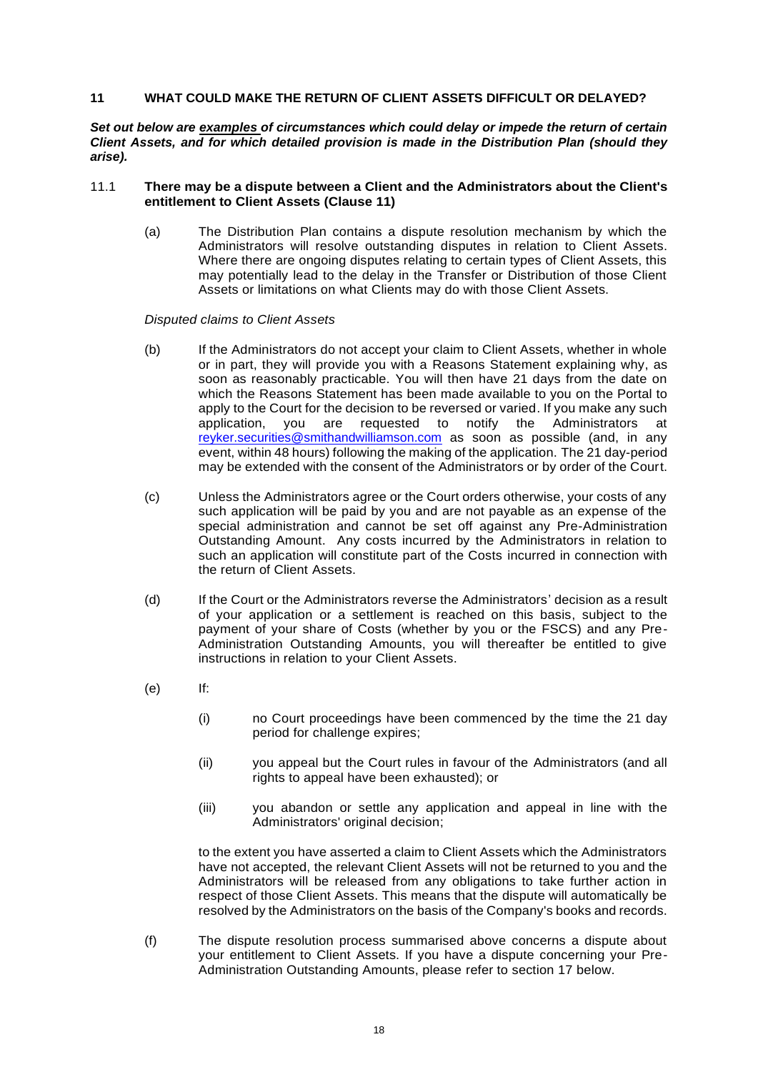## 11 WHAT COULD MAKE THE RETURN OF CLIENT ASSETS DIFFICULT OR DELAYED?

***Set out below are <u>examples</u> of circumstances which could delay or impede the return of certain Client Assets, and for which detailed provision is made in the Distribution Plan (should they arise).***

### 11.1 There may be a dispute between a Client and the Administrators about the Client's entitlement to Client Assets (Clause 11)

(a) The Distribution Plan contains a dispute resolution mechanism by which the Administrators will resolve outstanding disputes in relation to Client Assets. Where there are ongoing disputes relating to certain types of Client Assets, this may potentially lead to the delay in the Transfer or Distribution of those Client Assets or limitations on what Clients may do with those Client Assets.

*Disputed claims to Client Assets*

(b) If the Administrators do not accept your claim to Client Assets, whether in whole or in part, they will provide you with a Reasons Statement explaining why, as soon as reasonably practicable. You will then have 21 days from the date on which the Reasons Statement has been made available to you on the Portal to apply to the Court for the decision to be reversed or varied. If you make any such application, you are requested to notify the Administrators at reyker.securities@smithandwilliamson.com as soon as possible (and, in any event, within 48 hours) following the making of the application. The 21 day-period may be extended with the consent of the Administrators or by order of the Court.

(c) Unless the Administrators agree or the Court orders otherwise, your costs of any such application will be paid by you and are not payable as an expense of the special administration and cannot be set off against any Pre-Administration Outstanding Amount. Any costs incurred by the Administrators in relation to such an application will constitute part of the Costs incurred in connection with the return of Client Assets.

(d) If the Court or the Administrators reverse the Administrators' decision as a result of your application or a settlement is reached on this basis, subject to the payment of your share of Costs (whether by you or the FSCS) and any Pre-Administration Outstanding Amounts, you will thereafter be entitled to give instructions in relation to your Client Assets.

(e) If:

(i) no Court proceedings have been commenced by the time the 21 day period for challenge expires;

(ii) you appeal but the Court rules in favour of the Administrators (and all rights to appeal have been exhausted); or

(iii) you abandon or settle any application and appeal in line with the Administrators' original decision;

to the extent you have asserted a claim to Client Assets which the Administrators have not accepted, the relevant Client Assets will not be returned to you and the Administrators will be released from any obligations to take further action in respect of those Client Assets. This means that the dispute will automatically be resolved by the Administrators on the basis of the Company's books and records.

(f) The dispute resolution process summarised above concerns a dispute about your entitlement to Client Assets. If you have a dispute concerning your Pre-Administration Outstanding Amounts, please refer to section 17 below.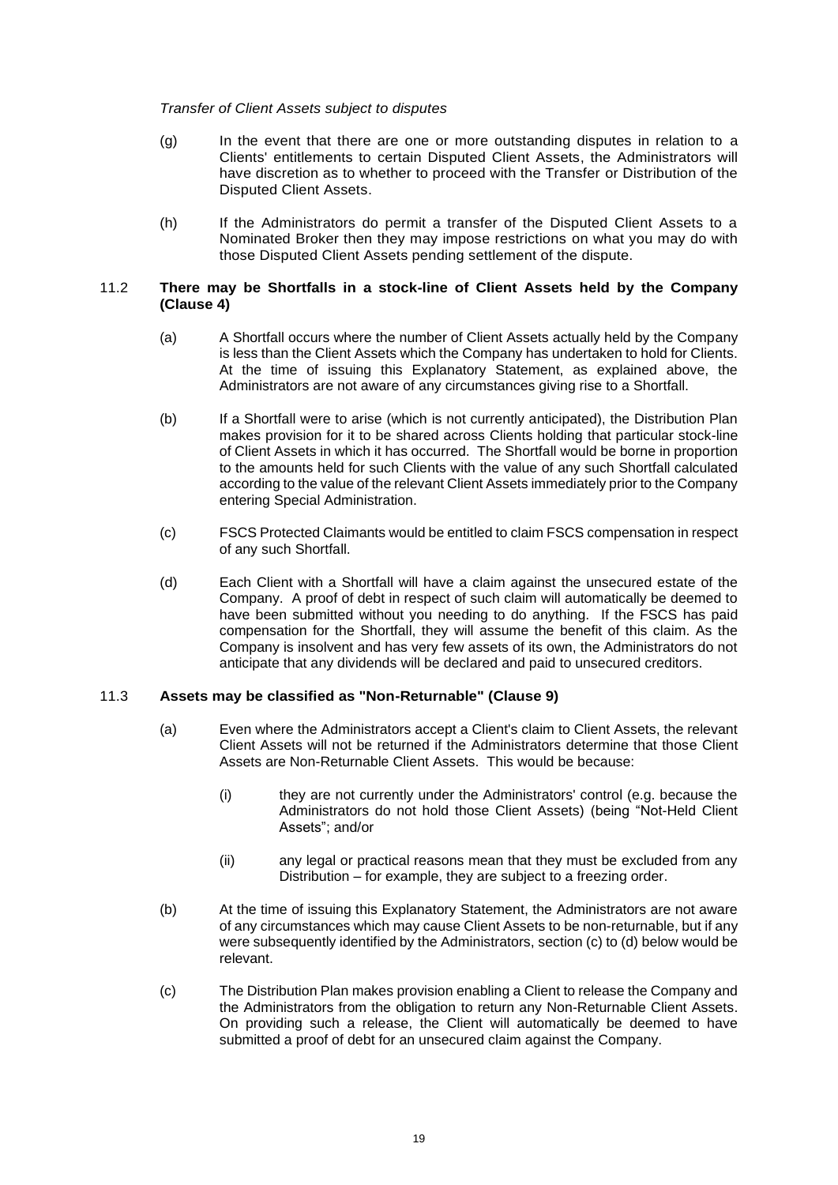*Transfer of Client Assets subject to disputes*

(g) In the event that there are one or more outstanding disputes in relation to a Clients' entitlements to certain Disputed Client Assets, the Administrators will have discretion as to whether to proceed with the Transfer or Distribution of the Disputed Client Assets.

(h) If the Administrators do permit a transfer of the Disputed Client Assets to a Nominated Broker then they may impose restrictions on what you may do with those Disputed Client Assets pending settlement of the dispute.

### 11.2 There may be Shortfalls in a stock-line of Client Assets held by the Company (Clause 4)

(a) A Shortfall occurs where the number of Client Assets actually held by the Company is less than the Client Assets which the Company has undertaken to hold for Clients. At the time of issuing this Explanatory Statement, as explained above, the Administrators are not aware of any circumstances giving rise to a Shortfall.

(b) If a Shortfall were to arise (which is not currently anticipated), the Distribution Plan makes provision for it to be shared across Clients holding that particular stock-line of Client Assets in which it has occurred. The Shortfall would be borne in proportion to the amounts held for such Clients with the value of any such Shortfall calculated according to the value of the relevant Client Assets immediately prior to the Company entering Special Administration.

(c) FSCS Protected Claimants would be entitled to claim FSCS compensation in respect of any such Shortfall.

(d) Each Client with a Shortfall will have a claim against the unsecured estate of the Company. A proof of debt in respect of such claim will automatically be deemed to have been submitted without you needing to do anything. If the FSCS has paid compensation for the Shortfall, they will assume the benefit of this claim. As the Company is insolvent and has very few assets of its own, the Administrators do not anticipate that any dividends will be declared and paid to unsecured creditors.

### 11.3 Assets may be classified as "Non-Returnable" (Clause 9)

(a) Even where the Administrators accept a Client's claim to Client Assets, the relevant Client Assets will not be returned if the Administrators determine that those Client Assets are Non-Returnable Client Assets. This would be because:

   (i) they are not currently under the Administrators' control (e.g. because the Administrators do not hold those Client Assets) (being "Not-Held Client Assets"; and/or

   (ii) any legal or practical reasons mean that they must be excluded from any Distribution – for example, they are subject to a freezing order.

(b) At the time of issuing this Explanatory Statement, the Administrators are not aware of any circumstances which may cause Client Assets to be non-returnable, but if any were subsequently identified by the Administrators, section (c) to (d) below would be relevant.

(c) The Distribution Plan makes provision enabling a Client to release the Company and the Administrators from the obligation to return any Non-Returnable Client Assets. On providing such a release, the Client will automatically be deemed to have submitted a proof of debt for an unsecured claim against the Company.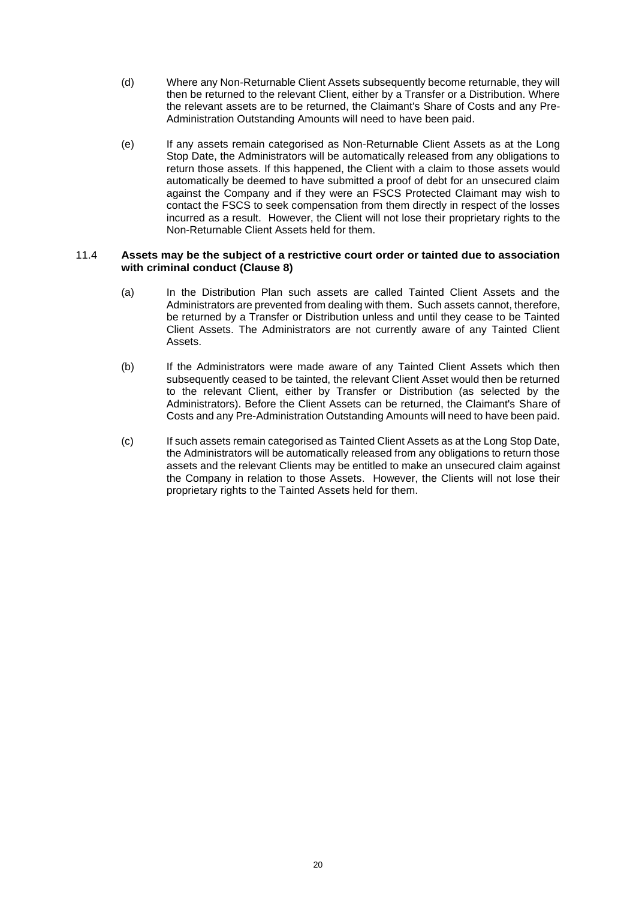(d) Where any Non-Returnable Client Assets subsequently become returnable, they will then be returned to the relevant Client, either by a Transfer or a Distribution. Where the relevant assets are to be returned, the Claimant's Share of Costs and any Pre-Administration Outstanding Amounts will need to have been paid.

(e) If any assets remain categorised as Non-Returnable Client Assets as at the Long Stop Date, the Administrators will be automatically released from any obligations to return those assets. If this happened, the Client with a claim to those assets would automatically be deemed to have submitted a proof of debt for an unsecured claim against the Company and if they were an FSCS Protected Claimant may wish to contact the FSCS to seek compensation from them directly in respect of the losses incurred as a result. However, the Client will not lose their proprietary rights to the Non-Returnable Client Assets held for them.

### 11.4 Assets may be the subject of a restrictive court order or tainted due to association with criminal conduct (Clause 8)

(a) In the Distribution Plan such assets are called Tainted Client Assets and the Administrators are prevented from dealing with them. Such assets cannot, therefore, be returned by a Transfer or Distribution unless and until they cease to be Tainted Client Assets. The Administrators are not currently aware of any Tainted Client Assets.

(b) If the Administrators were made aware of any Tainted Client Assets which then subsequently ceased to be tainted, the relevant Client Asset would then be returned to the relevant Client, either by Transfer or Distribution (as selected by the Administrators). Before the Client Assets can be returned, the Claimant's Share of Costs and any Pre-Administration Outstanding Amounts will need to have been paid.

(c) If such assets remain categorised as Tainted Client Assets as at the Long Stop Date, the Administrators will be automatically released from any obligations to return those assets and the relevant Clients may be entitled to make an unsecured claim against the Company in relation to those Assets. However, the Clients will not lose their proprietary rights to the Tainted Assets held for them.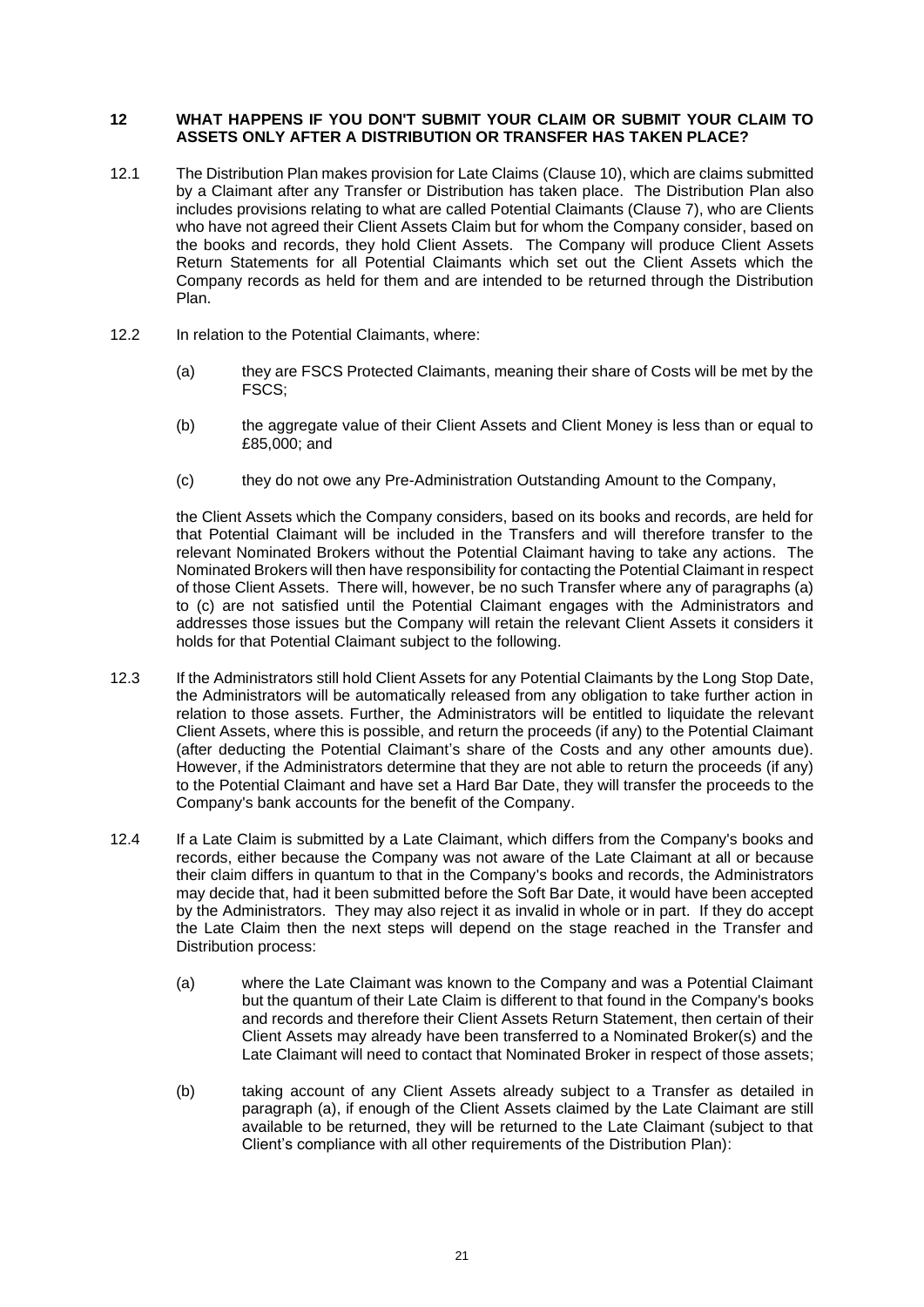## 12 WHAT HAPPENS IF YOU DON'T SUBMIT YOUR CLAIM OR SUBMIT YOUR CLAIM TO ASSETS ONLY AFTER A DISTRIBUTION OR TRANSFER HAS TAKEN PLACE?

12.1 The Distribution Plan makes provision for Late Claims (Clause 10), which are claims submitted by a Claimant after any Transfer or Distribution has taken place. The Distribution Plan also includes provisions relating to what are called Potential Claimants (Clause 7), who are Clients who have not agreed their Client Assets Claim but for whom the Company consider, based on the books and records, they hold Client Assets. The Company will produce Client Assets Return Statements for all Potential Claimants which set out the Client Assets which the Company records as held for them and are intended to be returned through the Distribution Plan.

12.2 In relation to the Potential Claimants, where:

(a) they are FSCS Protected Claimants, meaning their share of Costs will be met by the FSCS;

(b) the aggregate value of their Client Assets and Client Money is less than or equal to £85,000; and

(c) they do not owe any Pre-Administration Outstanding Amount to the Company,

the Client Assets which the Company considers, based on its books and records, are held for that Potential Claimant will be included in the Transfers and will therefore transfer to the relevant Nominated Brokers without the Potential Claimant having to take any actions. The Nominated Brokers will then have responsibility for contacting the Potential Claimant in respect of those Client Assets. There will, however, be no such Transfer where any of paragraphs (a) to (c) are not satisfied until the Potential Claimant engages with the Administrators and addresses those issues but the Company will retain the relevant Client Assets it considers it holds for that Potential Claimant subject to the following.

12.3 If the Administrators still hold Client Assets for any Potential Claimants by the Long Stop Date, the Administrators will be automatically released from any obligation to take further action in relation to those assets. Further, the Administrators will be entitled to liquidate the relevant Client Assets, where this is possible, and return the proceeds (if any) to the Potential Claimant (after deducting the Potential Claimant's share of the Costs and any other amounts due). However, if the Administrators determine that they are not able to return the proceeds (if any) to the Potential Claimant and have set a Hard Bar Date, they will transfer the proceeds to the Company's bank accounts for the benefit of the Company.

12.4 If a Late Claim is submitted by a Late Claimant, which differs from the Company's books and records, either because the Company was not aware of the Late Claimant at all or because their claim differs in quantum to that in the Company's books and records, the Administrators may decide that, had it been submitted before the Soft Bar Date, it would have been accepted by the Administrators. They may also reject it as invalid in whole or in part. If they do accept the Late Claim then the next steps will depend on the stage reached in the Transfer and Distribution process:

(a) where the Late Claimant was known to the Company and was a Potential Claimant but the quantum of their Late Claim is different to that found in the Company's books and records and therefore their Client Assets Return Statement, then certain of their Client Assets may already have been transferred to a Nominated Broker(s) and the Late Claimant will need to contact that Nominated Broker in respect of those assets;

(b) taking account of any Client Assets already subject to a Transfer as detailed in paragraph (a), if enough of the Client Assets claimed by the Late Claimant are still available to be returned, they will be returned to the Late Claimant (subject to that Client's compliance with all other requirements of the Distribution Plan):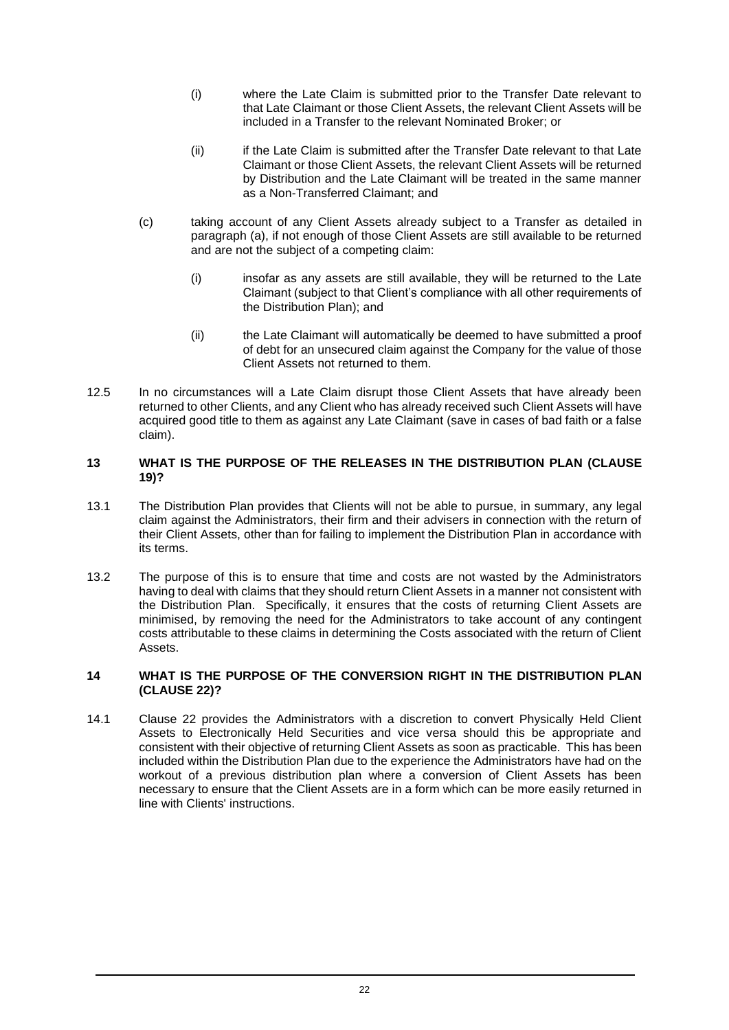(i) where the Late Claim is submitted prior to the Transfer Date relevant to that Late Claimant or those Client Assets, the relevant Client Assets will be included in a Transfer to the relevant Nominated Broker; or

(ii) if the Late Claim is submitted after the Transfer Date relevant to that Late Claimant or those Client Assets, the relevant Client Assets will be returned by Distribution and the Late Claimant will be treated in the same manner as a Non-Transferred Claimant; and

(c) taking account of any Client Assets already subject to a Transfer as detailed in paragraph (a), if not enough of those Client Assets are still available to be returned and are not the subject of a competing claim:

(i) insofar as any assets are still available, they will be returned to the Late Claimant (subject to that Client's compliance with all other requirements of the Distribution Plan); and

(ii) the Late Claimant will automatically be deemed to have submitted a proof of debt for an unsecured claim against the Company for the value of those Client Assets not returned to them.

12.5 In no circumstances will a Late Claim disrupt those Client Assets that have already been returned to other Clients, and any Client who has already received such Client Assets will have acquired good title to them as against any Late Claimant (save in cases of bad faith or a false claim).

## 13 WHAT IS THE PURPOSE OF THE RELEASES IN THE DISTRIBUTION PLAN (CLAUSE 19)?

13.1 The Distribution Plan provides that Clients will not be able to pursue, in summary, any legal claim against the Administrators, their firm and their advisers in connection with the return of their Client Assets, other than for failing to implement the Distribution Plan in accordance with its terms.

13.2 The purpose of this is to ensure that time and costs are not wasted by the Administrators having to deal with claims that they should return Client Assets in a manner not consistent with the Distribution Plan. Specifically, it ensures that the costs of returning Client Assets are minimised, by removing the need for the Administrators to take account of any contingent costs attributable to these claims in determining the Costs associated with the return of Client Assets.

## 14 WHAT IS THE PURPOSE OF THE CONVERSION RIGHT IN THE DISTRIBUTION PLAN (CLAUSE 22)?

14.1 Clause 22 provides the Administrators with a discretion to convert Physically Held Client Assets to Electronically Held Securities and vice versa should this be appropriate and consistent with their objective of returning Client Assets as soon as practicable. This has been included within the Distribution Plan due to the experience the Administrators have had on the workout of a previous distribution plan where a conversion of Client Assets has been necessary to ensure that the Client Assets are in a form which can be more easily returned in line with Clients' instructions.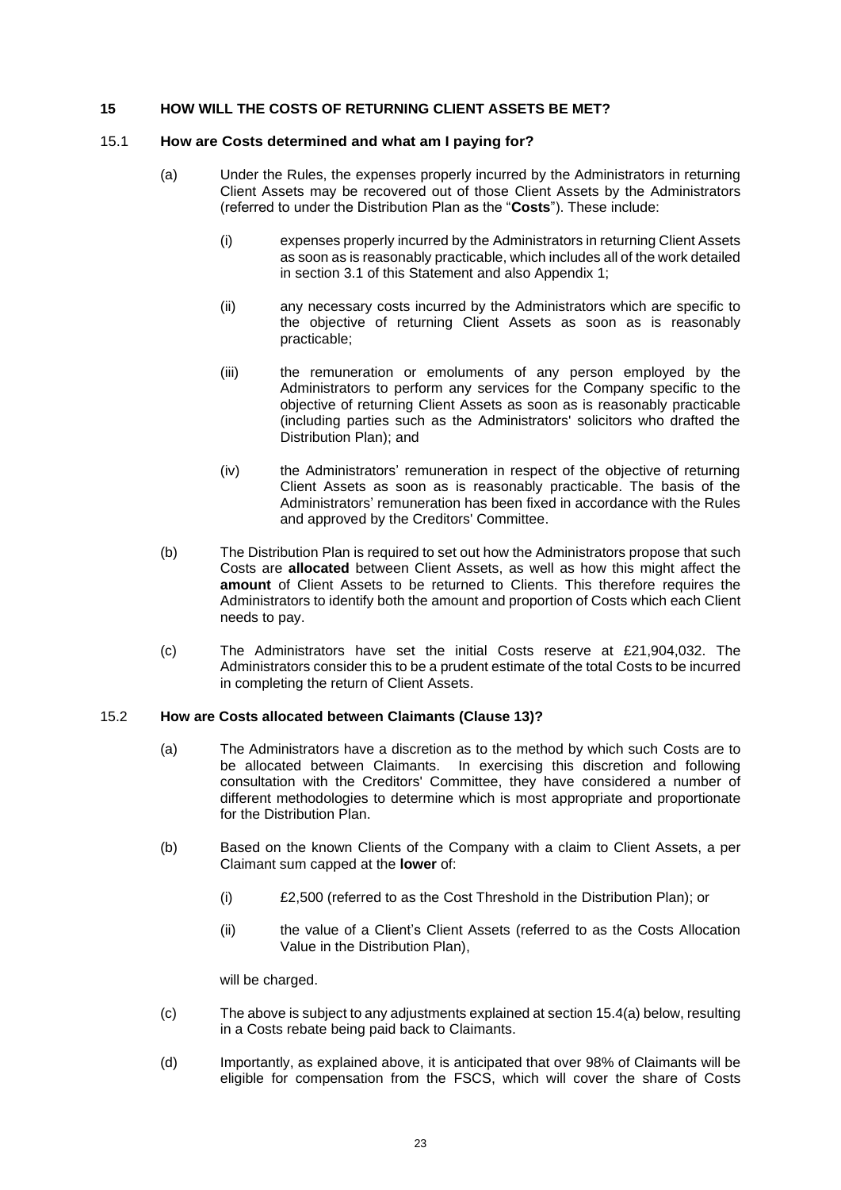## 15 HOW WILL THE COSTS OF RETURNING CLIENT ASSETS BE MET?

### 15.1 How are Costs determined and what am I paying for?

(a) Under the Rules, the expenses properly incurred by the Administrators in returning Client Assets may be recovered out of those Client Assets by the Administrators (referred to under the Distribution Plan as the "**Costs**"). These include:

(i) expenses properly incurred by the Administrators in returning Client Assets as soon as is reasonably practicable, which includes all of the work detailed in section 3.1 of this Statement and also Appendix 1;

(ii) any necessary costs incurred by the Administrators which are specific to the objective of returning Client Assets as soon as is reasonably practicable;

(iii) the remuneration or emoluments of any person employed by the Administrators to perform any services for the Company specific to the objective of returning Client Assets as soon as is reasonably practicable (including parties such as the Administrators' solicitors who drafted the Distribution Plan); and

(iv) the Administrators' remuneration in respect of the objective of returning Client Assets as soon as is reasonably practicable. The basis of the Administrators' remuneration has been fixed in accordance with the Rules and approved by the Creditors' Committee.

(b) The Distribution Plan is required to set out how the Administrators propose that such Costs are **allocated** between Client Assets, as well as how this might affect the **amount** of Client Assets to be returned to Clients. This therefore requires the Administrators to identify both the amount and proportion of Costs which each Client needs to pay.

(c) The Administrators have set the initial Costs reserve at £21,904,032. The Administrators consider this to be a prudent estimate of the total Costs to be incurred in completing the return of Client Assets.

### 15.2 How are Costs allocated between Claimants (Clause 13)?

(a) The Administrators have a discretion as to the method by which such Costs are to be allocated between Claimants. In exercising this discretion and following consultation with the Creditors' Committee, they have considered a number of different methodologies to determine which is most appropriate and proportionate for the Distribution Plan.

(b) Based on the known Clients of the Company with a claim to Client Assets, a per Claimant sum capped at the **lower** of:

(i) £2,500 (referred to as the Cost Threshold in the Distribution Plan); or

(ii) the value of a Client's Client Assets (referred to as the Costs Allocation Value in the Distribution Plan),

will be charged.

(c) The above is subject to any adjustments explained at section 15.4(a) below, resulting in a Costs rebate being paid back to Claimants.

(d) Importantly, as explained above, it is anticipated that over 98% of Claimants will be eligible for compensation from the FSCS, which will cover the share of Costs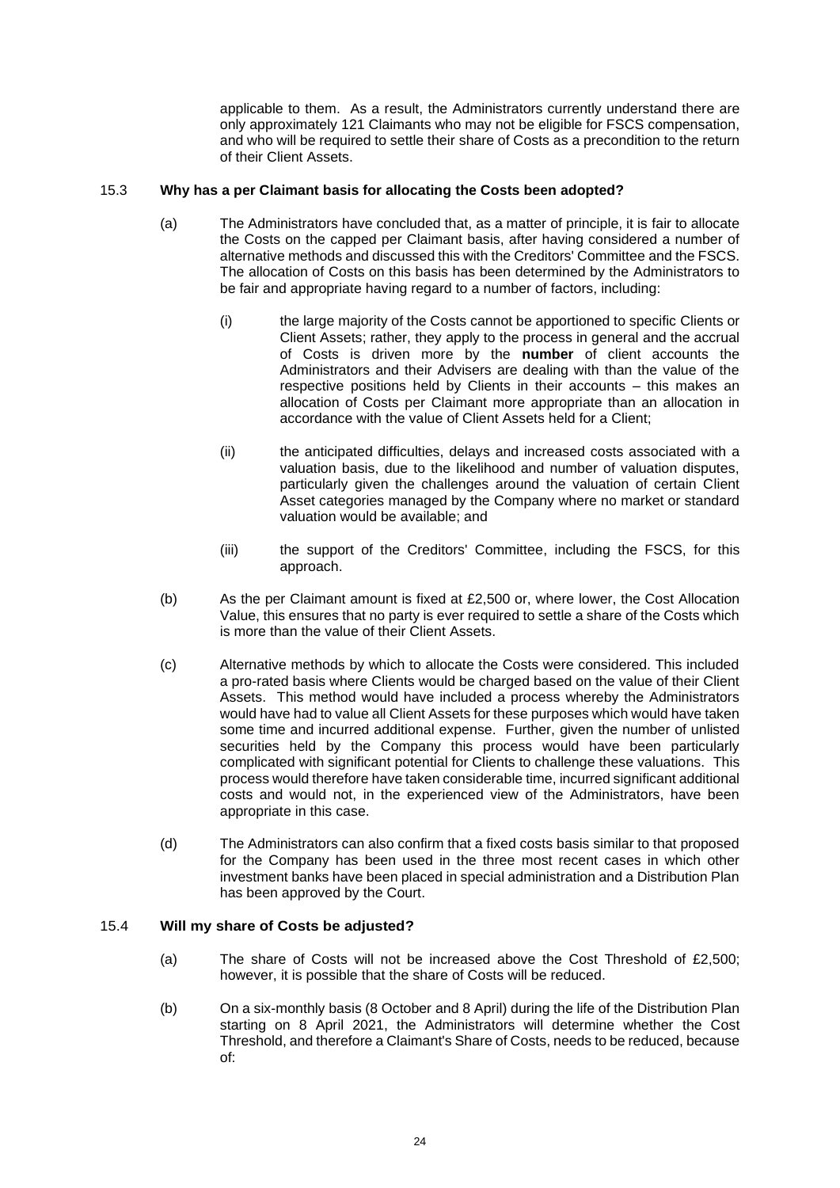applicable to them. As a result, the Administrators currently understand there are only approximately 121 Claimants who may not be eligible for FSCS compensation, and who will be required to settle their share of Costs as a precondition to the return of their Client Assets.

### 15.3 Why has a per Claimant basis for allocating the Costs been adopted?

(a) The Administrators have concluded that, as a matter of principle, it is fair to allocate the Costs on the capped per Claimant basis, after having considered a number of alternative methods and discussed this with the Creditors' Committee and the FSCS. The allocation of Costs on this basis has been determined by the Administrators to be fair and appropriate having regard to a number of factors, including:

(i) the large majority of the Costs cannot be apportioned to specific Clients or Client Assets; rather, they apply to the process in general and the accrual of Costs is driven more by the **number** of client accounts the Administrators and their Advisers are dealing with than the value of the respective positions held by Clients in their accounts – this makes an allocation of Costs per Claimant more appropriate than an allocation in accordance with the value of Client Assets held for a Client;

(ii) the anticipated difficulties, delays and increased costs associated with a valuation basis, due to the likelihood and number of valuation disputes, particularly given the challenges around the valuation of certain Client Asset categories managed by the Company where no market or standard valuation would be available; and

(iii) the support of the Creditors' Committee, including the FSCS, for this approach.

(b) As the per Claimant amount is fixed at £2,500 or, where lower, the Cost Allocation Value, this ensures that no party is ever required to settle a share of the Costs which is more than the value of their Client Assets.

(c) Alternative methods by which to allocate the Costs were considered. This included a pro-rated basis where Clients would be charged based on the value of their Client Assets. This method would have included a process whereby the Administrators would have had to value all Client Assets for these purposes which would have taken some time and incurred additional expense. Further, given the number of unlisted securities held by the Company this process would have been particularly complicated with significant potential for Clients to challenge these valuations. This process would therefore have taken considerable time, incurred significant additional costs and would not, in the experienced view of the Administrators, have been appropriate in this case.

(d) The Administrators can also confirm that a fixed costs basis similar to that proposed for the Company has been used in the three most recent cases in which other investment banks have been placed in special administration and a Distribution Plan has been approved by the Court.

### 15.4 Will my share of Costs be adjusted?

(a) The share of Costs will not be increased above the Cost Threshold of £2,500; however, it is possible that the share of Costs will be reduced.

(b) On a six-monthly basis (8 October and 8 April) during the life of the Distribution Plan starting on 8 April 2021, the Administrators will determine whether the Cost Threshold, and therefore a Claimant's Share of Costs, needs to be reduced, because of: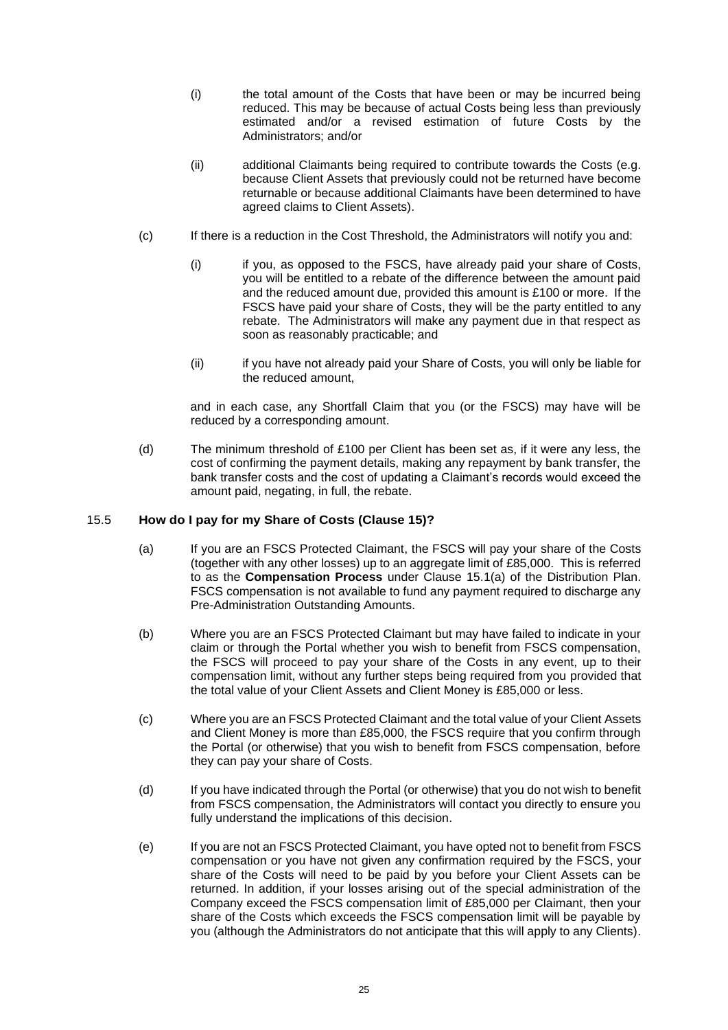(i) the total amount of the Costs that have been or may be incurred being reduced. This may be because of actual Costs being less than previously estimated and/or a revised estimation of future Costs by the Administrators; and/or

(ii) additional Claimants being required to contribute towards the Costs (e.g. because Client Assets that previously could not be returned have become returnable or because additional Claimants have been determined to have agreed claims to Client Assets).

(c) If there is a reduction in the Cost Threshold, the Administrators will notify you and:

(i) if you, as opposed to the FSCS, have already paid your share of Costs, you will be entitled to a rebate of the difference between the amount paid and the reduced amount due, provided this amount is £100 or more. If the FSCS have paid your share of Costs, they will be the party entitled to any rebate. The Administrators will make any payment due in that respect as soon as reasonably practicable; and

(ii) if you have not already paid your Share of Costs, you will only be liable for the reduced amount,

and in each case, any Shortfall Claim that you (or the FSCS) may have will be reduced by a corresponding amount.

(d) The minimum threshold of £100 per Client has been set as, if it were any less, the cost of confirming the payment details, making any repayment by bank transfer, the bank transfer costs and the cost of updating a Claimant's records would exceed the amount paid, negating, in full, the rebate.

15.5 **How do I pay for my Share of Costs (Clause 15)?**

(a) If you are an FSCS Protected Claimant, the FSCS will pay your share of the Costs (together with any other losses) up to an aggregate limit of £85,000. This is referred to as the **Compensation Process** under Clause 15.1(a) of the Distribution Plan. FSCS compensation is not available to fund any payment required to discharge any Pre-Administration Outstanding Amounts.

(b) Where you are an FSCS Protected Claimant but may have failed to indicate in your claim or through the Portal whether you wish to benefit from FSCS compensation, the FSCS will proceed to pay your share of the Costs in any event, up to their compensation limit, without any further steps being required from you provided that the total value of your Client Assets and Client Money is £85,000 or less.

(c) Where you are an FSCS Protected Claimant and the total value of your Client Assets and Client Money is more than £85,000, the FSCS require that you confirm through the Portal (or otherwise) that you wish to benefit from FSCS compensation, before they can pay your share of Costs.

(d) If you have indicated through the Portal (or otherwise) that you do not wish to benefit from FSCS compensation, the Administrators will contact you directly to ensure you fully understand the implications of this decision.

(e) If you are not an FSCS Protected Claimant, you have opted not to benefit from FSCS compensation or you have not given any confirmation required by the FSCS, your share of the Costs will need to be paid by you before your Client Assets can be returned. In addition, if your losses arising out of the special administration of the Company exceed the FSCS compensation limit of £85,000 per Claimant, then your share of the Costs which exceeds the FSCS compensation limit will be payable by you (although the Administrators do not anticipate that this will apply to any Clients).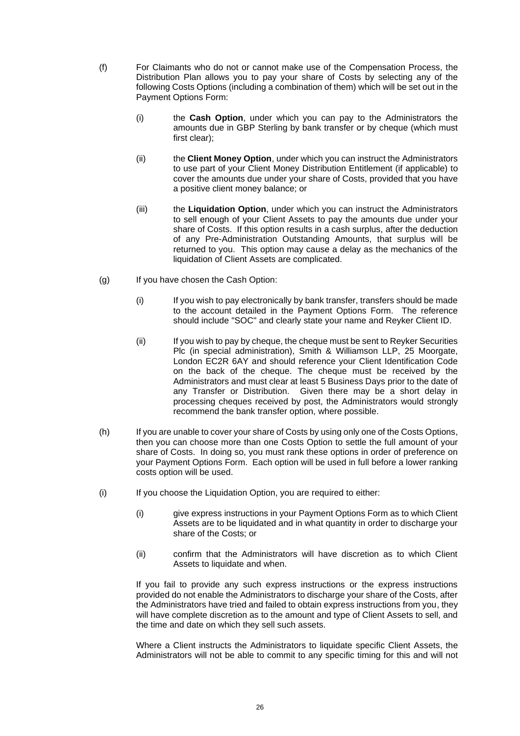(f) For Claimants who do not or cannot make use of the Compensation Process, the Distribution Plan allows you to pay your share of Costs by selecting any of the following Costs Options (including a combination of them) which will be set out in the Payment Options Form:

   (i) the **Cash Option**, under which you can pay to the Administrators the amounts due in GBP Sterling by bank transfer or by cheque (which must first clear);

   (ii) the **Client Money Option**, under which you can instruct the Administrators to use part of your Client Money Distribution Entitlement (if applicable) to cover the amounts due under your share of Costs, provided that you have a positive client money balance; or

   (iii) the **Liquidation Option**, under which you can instruct the Administrators to sell enough of your Client Assets to pay the amounts due under your share of Costs. If this option results in a cash surplus, after the deduction of any Pre-Administration Outstanding Amounts, that surplus will be returned to you. This option may cause a delay as the mechanics of the liquidation of Client Assets are complicated.

(g) If you have chosen the Cash Option:

   (i) If you wish to pay electronically by bank transfer, transfers should be made to the account detailed in the Payment Options Form. The reference should include "SOC" and clearly state your name and Reyker Client ID.

   (ii) If you wish to pay by cheque, the cheque must be sent to Reyker Securities Plc (in special administration), Smith & Williamson LLP, 25 Moorgate, London EC2R 6AY and should reference your Client Identification Code on the back of the cheque. The cheque must be received by the Administrators and must clear at least 5 Business Days prior to the date of any Transfer or Distribution. Given there may be a short delay in processing cheques received by post, the Administrators would strongly recommend the bank transfer option, where possible.

(h) If you are unable to cover your share of Costs by using only one of the Costs Options, then you can choose more than one Costs Option to settle the full amount of your share of Costs. In doing so, you must rank these options in order of preference on your Payment Options Form. Each option will be used in full before a lower ranking costs option will be used.

(i) If you choose the Liquidation Option, you are required to either:

   (i) give express instructions in your Payment Options Form as to which Client Assets are to be liquidated and in what quantity in order to discharge your share of the Costs; or

   (ii) confirm that the Administrators will have discretion as to which Client Assets to liquidate and when.

   If you fail to provide any such express instructions or the express instructions provided do not enable the Administrators to discharge your share of the Costs, after the Administrators have tried and failed to obtain express instructions from you, they will have complete discretion as to the amount and type of Client Assets to sell, and the time and date on which they sell such assets.

   Where a Client instructs the Administrators to liquidate specific Client Assets, the Administrators will not be able to commit to any specific timing for this and will not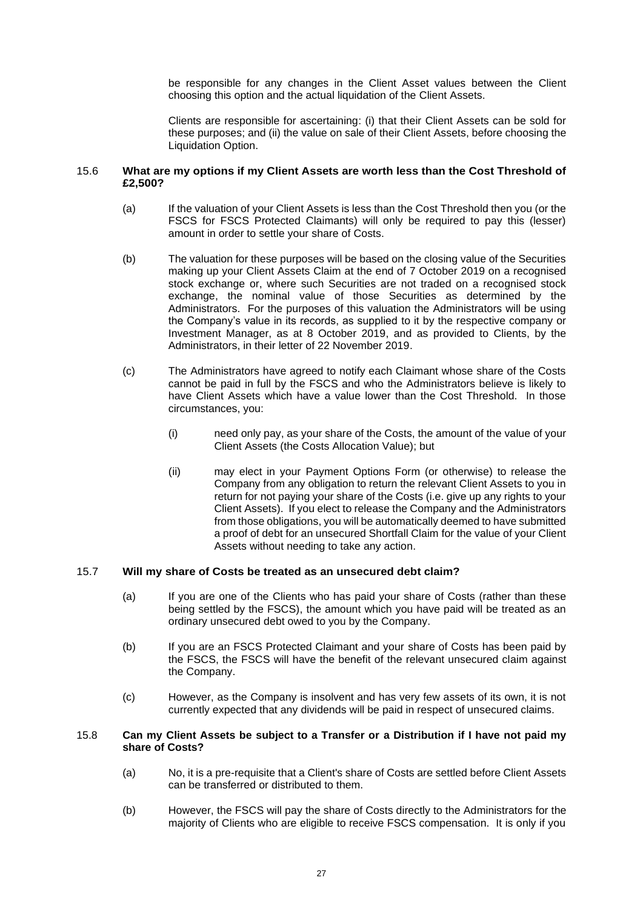be responsible for any changes in the Client Asset values between the Client choosing this option and the actual liquidation of the Client Assets.

Clients are responsible for ascertaining: (i) that their Client Assets can be sold for these purposes; and (ii) the value on sale of their Client Assets, before choosing the Liquidation Option.

15.6 **What are my options if my Client Assets are worth less than the Cost Threshold of £2,500?**

(a) If the valuation of your Client Assets is less than the Cost Threshold then you (or the FSCS for FSCS Protected Claimants) will only be required to pay this (lesser) amount in order to settle your share of Costs.

(b) The valuation for these purposes will be based on the closing value of the Securities making up your Client Assets Claim at the end of 7 October 2019 on a recognised stock exchange or, where such Securities are not traded on a recognised stock exchange, the nominal value of those Securities as determined by the Administrators. For the purposes of this valuation the Administrators will be using the Company's value in its records, as supplied to it by the respective company or Investment Manager, as at 8 October 2019, and as provided to Clients, by the Administrators, in their letter of 22 November 2019.

(c) The Administrators have agreed to notify each Claimant whose share of the Costs cannot be paid in full by the FSCS and who the Administrators believe is likely to have Client Assets which have a value lower than the Cost Threshold. In those circumstances, you:

(i) need only pay, as your share of the Costs, the amount of the value of your Client Assets (the Costs Allocation Value); but

(ii) may elect in your Payment Options Form (or otherwise) to release the Company from any obligation to return the relevant Client Assets to you in return for not paying your share of the Costs (i.e. give up any rights to your Client Assets). If you elect to release the Company and the Administrators from those obligations, you will be automatically deemed to have submitted a proof of debt for an unsecured Shortfall Claim for the value of your Client Assets without needing to take any action.

15.7 **Will my share of Costs be treated as an unsecured debt claim?**

(a) If you are one of the Clients who has paid your share of Costs (rather than these being settled by the FSCS), the amount which you have paid will be treated as an ordinary unsecured debt owed to you by the Company.

(b) If you are an FSCS Protected Claimant and your share of Costs has been paid by the FSCS, the FSCS will have the benefit of the relevant unsecured claim against the Company.

(c) However, as the Company is insolvent and has very few assets of its own, it is not currently expected that any dividends will be paid in respect of unsecured claims.

15.8 **Can my Client Assets be subject to a Transfer or a Distribution if I have not paid my share of Costs?**

(a) No, it is a pre-requisite that a Client's share of Costs are settled before Client Assets can be transferred or distributed to them.

(b) However, the FSCS will pay the share of Costs directly to the Administrators for the majority of Clients who are eligible to receive FSCS compensation. It is only if you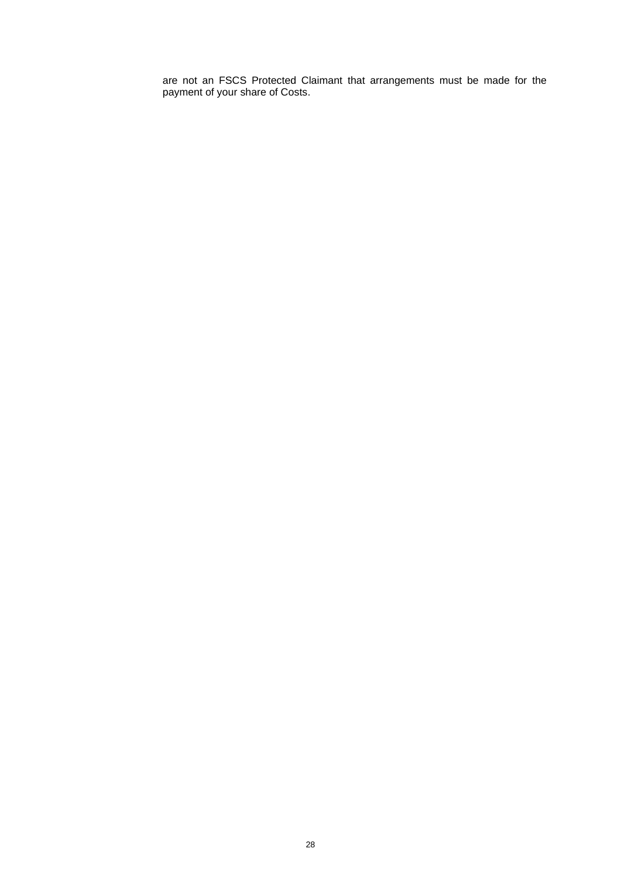are not an FSCS Protected Claimant that arrangements must be made for the payment of your share of Costs.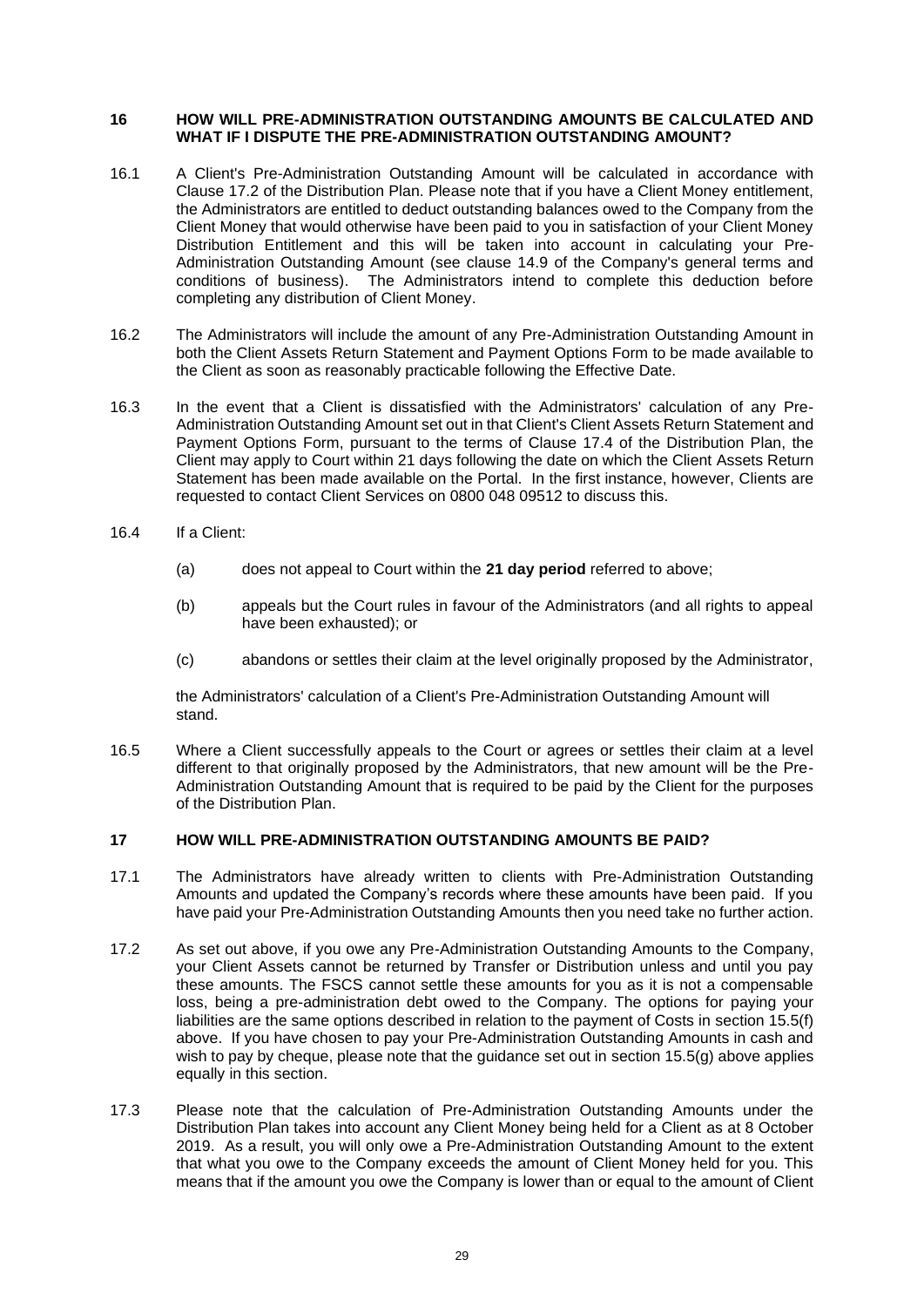## 16 HOW WILL PRE-ADMINISTRATION OUTSTANDING AMOUNTS BE CALCULATED AND WHAT IF I DISPUTE THE PRE-ADMINISTRATION OUTSTANDING AMOUNT?

16.1 A Client's Pre-Administration Outstanding Amount will be calculated in accordance with Clause 17.2 of the Distribution Plan. Please note that if you have a Client Money entitlement, the Administrators are entitled to deduct outstanding balances owed to the Company from the Client Money that would otherwise have been paid to you in satisfaction of your Client Money Distribution Entitlement and this will be taken into account in calculating your Pre-Administration Outstanding Amount (see clause 14.9 of the Company's general terms and conditions of business). The Administrators intend to complete this deduction before completing any distribution of Client Money.

16.2 The Administrators will include the amount of any Pre-Administration Outstanding Amount in both the Client Assets Return Statement and Payment Options Form to be made available to the Client as soon as reasonably practicable following the Effective Date.

16.3 In the event that a Client is dissatisfied with the Administrators' calculation of any Pre-Administration Outstanding Amount set out in that Client's Client Assets Return Statement and Payment Options Form, pursuant to the terms of Clause 17.4 of the Distribution Plan, the Client may apply to Court within 21 days following the date on which the Client Assets Return Statement has been made available on the Portal. In the first instance, however, Clients are requested to contact Client Services on 0800 048 09512 to discuss this.

16.4 If a Client:

(a) does not appeal to Court within the **21 day period** referred to above;

(b) appeals but the Court rules in favour of the Administrators (and all rights to appeal have been exhausted); or

(c) abandons or settles their claim at the level originally proposed by the Administrator,

the Administrators' calculation of a Client's Pre-Administration Outstanding Amount will stand.

16.5 Where a Client successfully appeals to the Court or agrees or settles their claim at a level different to that originally proposed by the Administrators, that new amount will be the Pre-Administration Outstanding Amount that is required to be paid by the Client for the purposes of the Distribution Plan.

## 17 HOW WILL PRE-ADMINISTRATION OUTSTANDING AMOUNTS BE PAID?

17.1 The Administrators have already written to clients with Pre-Administration Outstanding Amounts and updated the Company's records where these amounts have been paid. If you have paid your Pre-Administration Outstanding Amounts then you need take no further action.

17.2 As set out above, if you owe any Pre-Administration Outstanding Amounts to the Company, your Client Assets cannot be returned by Transfer or Distribution unless and until you pay these amounts. The FSCS cannot settle these amounts for you as it is not a compensable loss, being a pre-administration debt owed to the Company. The options for paying your liabilities are the same options described in relation to the payment of Costs in section 15.5(f) above. If you have chosen to pay your Pre-Administration Outstanding Amounts in cash and wish to pay by cheque, please note that the guidance set out in section 15.5(g) above applies equally in this section.

17.3 Please note that the calculation of Pre-Administration Outstanding Amounts under the Distribution Plan takes into account any Client Money being held for a Client as at 8 October 2019. As a result, you will only owe a Pre-Administration Outstanding Amount to the extent that what you owe to the Company exceeds the amount of Client Money held for you. This means that if the amount you owe the Company is lower than or equal to the amount of Client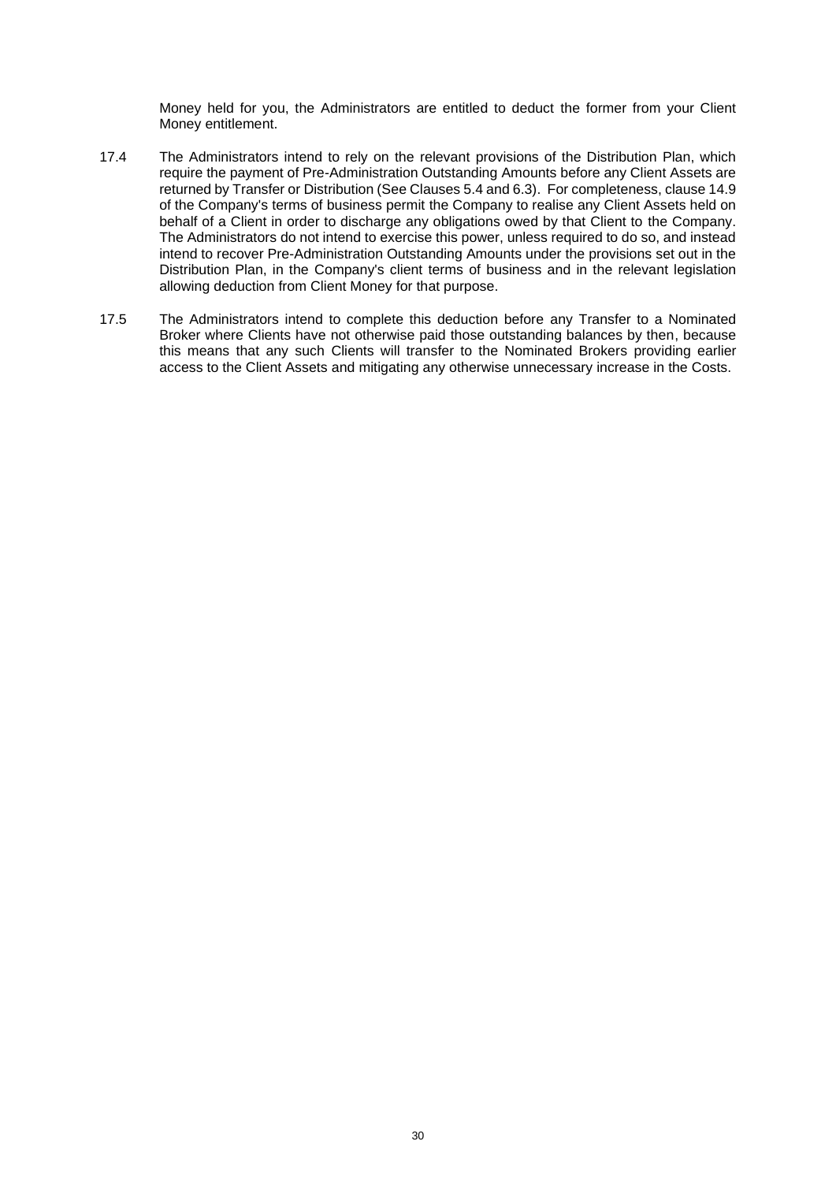Money held for you, the Administrators are entitled to deduct the former from your Client Money entitlement.

17.4 The Administrators intend to rely on the relevant provisions of the Distribution Plan, which require the payment of Pre-Administration Outstanding Amounts before any Client Assets are returned by Transfer or Distribution (See Clauses 5.4 and 6.3). For completeness, clause 14.9 of the Company's terms of business permit the Company to realise any Client Assets held on behalf of a Client in order to discharge any obligations owed by that Client to the Company. The Administrators do not intend to exercise this power, unless required to do so, and instead intend to recover Pre-Administration Outstanding Amounts under the provisions set out in the Distribution Plan, in the Company's client terms of business and in the relevant legislation allowing deduction from Client Money for that purpose.

17.5 The Administrators intend to complete this deduction before any Transfer to a Nominated Broker where Clients have not otherwise paid those outstanding balances by then, because this means that any such Clients will transfer to the Nominated Brokers providing earlier access to the Client Assets and mitigating any otherwise unnecessary increase in the Costs.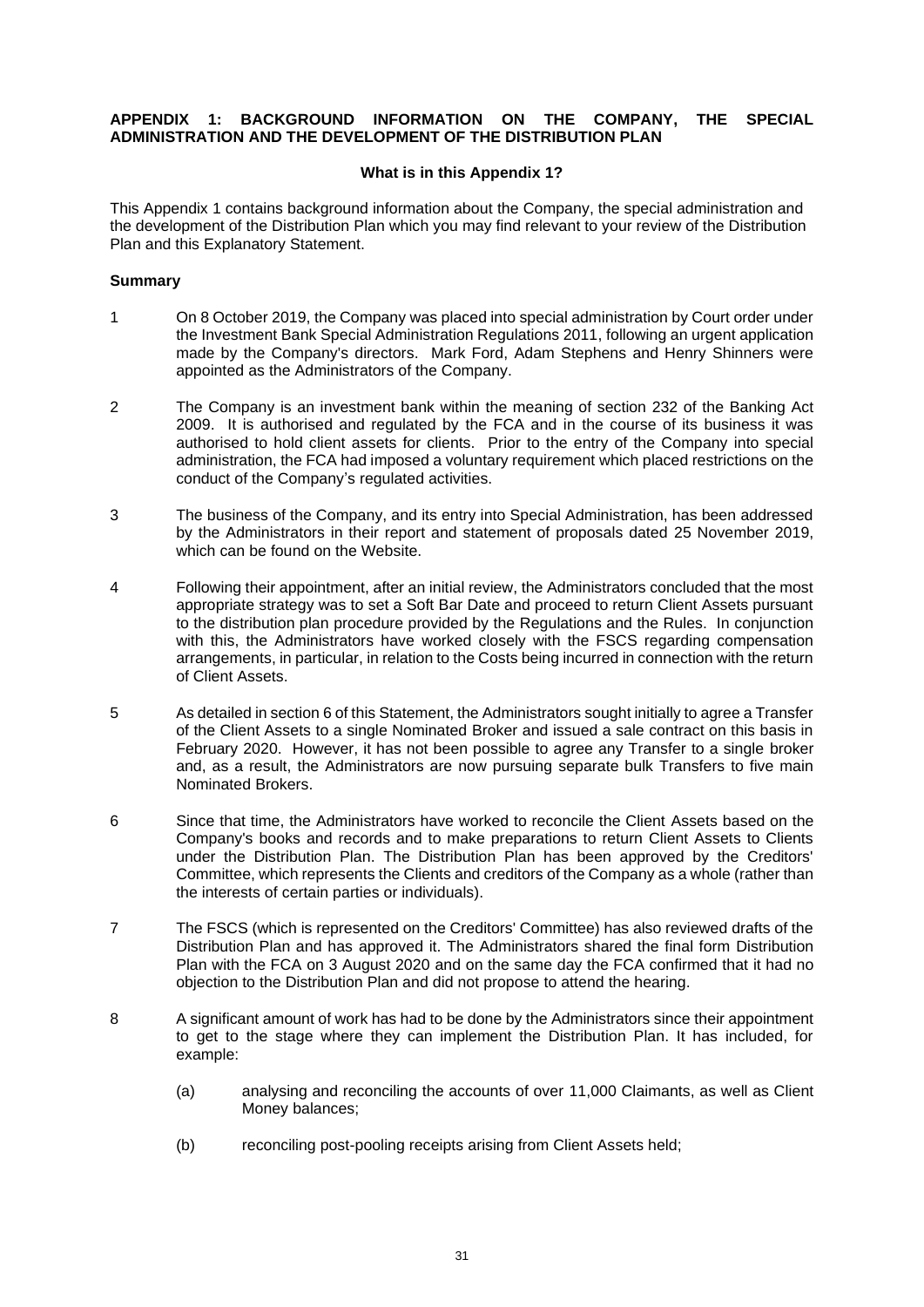**APPENDIX 1: BACKGROUND INFORMATION ON THE COMPANY, THE SPECIAL ADMINISTRATION AND THE DEVELOPMENT OF THE DISTRIBUTION PLAN**

**What is in this Appendix 1?**

This Appendix 1 contains background information about the Company, the special administration and the development of the Distribution Plan which you may find relevant to your review of the Distribution Plan and this Explanatory Statement.

**Summary**

1. On 8 October 2019, the Company was placed into special administration by Court order under the Investment Bank Special Administration Regulations 2011, following an urgent application made by the Company's directors. Mark Ford, Adam Stephens and Henry Shinners were appointed as the Administrators of the Company.

2. The Company is an investment bank within the meaning of section 232 of the Banking Act 2009. It is authorised and regulated by the FCA and in the course of its business it was authorised to hold client assets for clients. Prior to the entry of the Company into special administration, the FCA had imposed a voluntary requirement which placed restrictions on the conduct of the Company's regulated activities.

3. The business of the Company, and its entry into Special Administration, has been addressed by the Administrators in their report and statement of proposals dated 25 November 2019, which can be found on the Website.

4. Following their appointment, after an initial review, the Administrators concluded that the most appropriate strategy was to set a Soft Bar Date and proceed to return Client Assets pursuant to the distribution plan procedure provided by the Regulations and the Rules. In conjunction with this, the Administrators have worked closely with the FSCS regarding compensation arrangements, in particular, in relation to the Costs being incurred in connection with the return of Client Assets.

5. As detailed in section 6 of this Statement, the Administrators sought initially to agree a Transfer of the Client Assets to a single Nominated Broker and issued a sale contract on this basis in February 2020. However, it has not been possible to agree any Transfer to a single broker and, as a result, the Administrators are now pursuing separate bulk Transfers to five main Nominated Brokers.

6. Since that time, the Administrators have worked to reconcile the Client Assets based on the Company's books and records and to make preparations to return Client Assets to Clients under the Distribution Plan. The Distribution Plan has been approved by the Creditors' Committee, which represents the Clients and creditors of the Company as a whole (rather than the interests of certain parties or individuals).

7. The FSCS (which is represented on the Creditors' Committee) has also reviewed drafts of the Distribution Plan and has approved it. The Administrators shared the final form Distribution Plan with the FCA on 3 August 2020 and on the same day the FCA confirmed that it had no objection to the Distribution Plan and did not propose to attend the hearing.

8. A significant amount of work has had to be done by the Administrators since their appointment to get to the stage where they can implement the Distribution Plan. It has included, for example:

    (a) analysing and reconciling the accounts of over 11,000 Claimants, as well as Client Money balances;

    (b) reconciling post-pooling receipts arising from Client Assets held;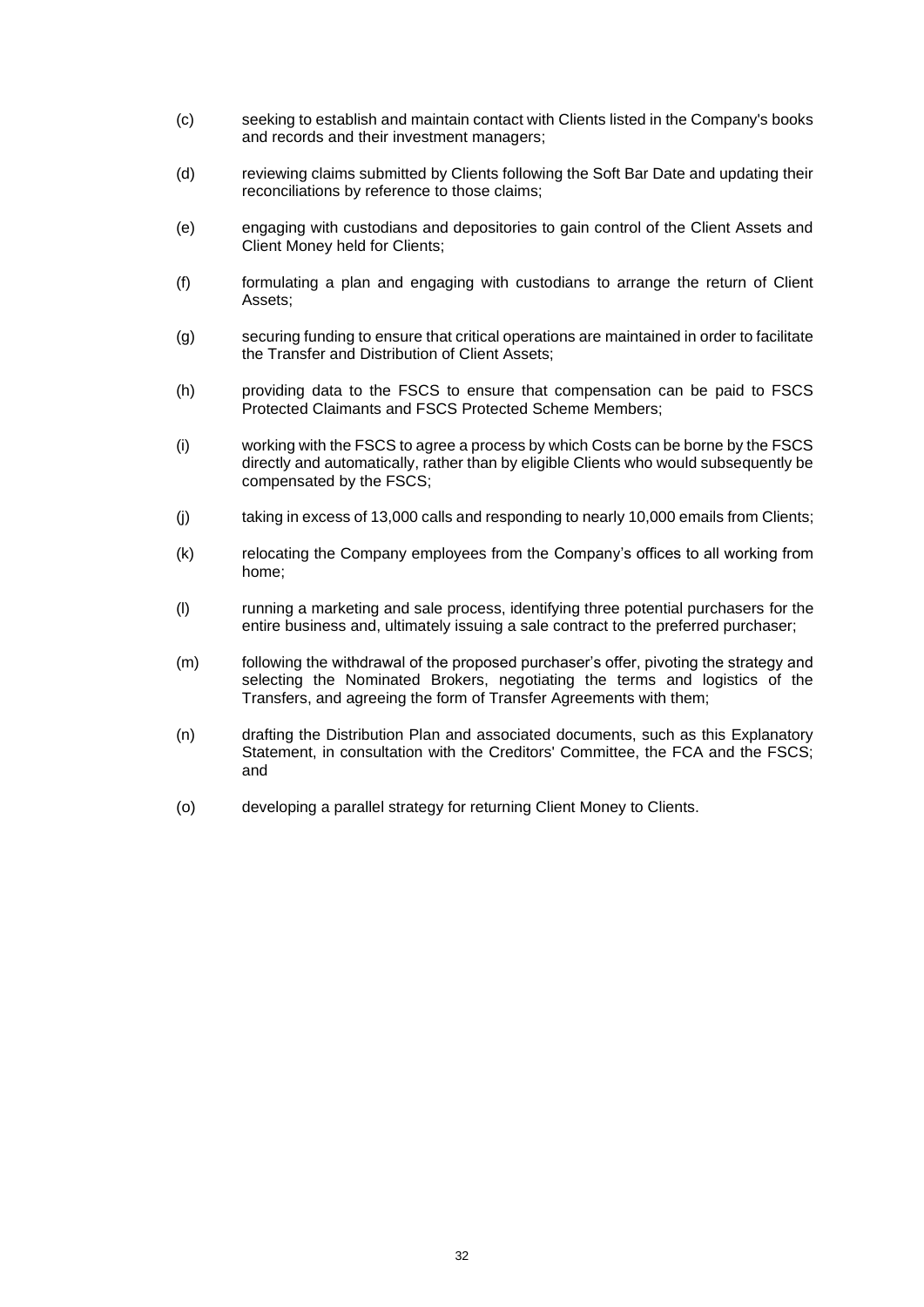(c) seeking to establish and maintain contact with Clients listed in the Company's books and records and their investment managers;

(d) reviewing claims submitted by Clients following the Soft Bar Date and updating their reconciliations by reference to those claims;

(e) engaging with custodians and depositories to gain control of the Client Assets and Client Money held for Clients;

(f) formulating a plan and engaging with custodians to arrange the return of Client Assets;

(g) securing funding to ensure that critical operations are maintained in order to facilitate the Transfer and Distribution of Client Assets;

(h) providing data to the FSCS to ensure that compensation can be paid to FSCS Protected Claimants and FSCS Protected Scheme Members;

(i) working with the FSCS to agree a process by which Costs can be borne by the FSCS directly and automatically, rather than by eligible Clients who would subsequently be compensated by the FSCS;

(j) taking in excess of 13,000 calls and responding to nearly 10,000 emails from Clients;

(k) relocating the Company employees from the Company's offices to all working from home;

(l) running a marketing and sale process, identifying three potential purchasers for the entire business and, ultimately issuing a sale contract to the preferred purchaser;

(m) following the withdrawal of the proposed purchaser's offer, pivoting the strategy and selecting the Nominated Brokers, negotiating the terms and logistics of the Transfers, and agreeing the form of Transfer Agreements with them;

(n) drafting the Distribution Plan and associated documents, such as this Explanatory Statement, in consultation with the Creditors' Committee, the FCA and the FSCS; and

(o) developing a parallel strategy for returning Client Money to Clients.